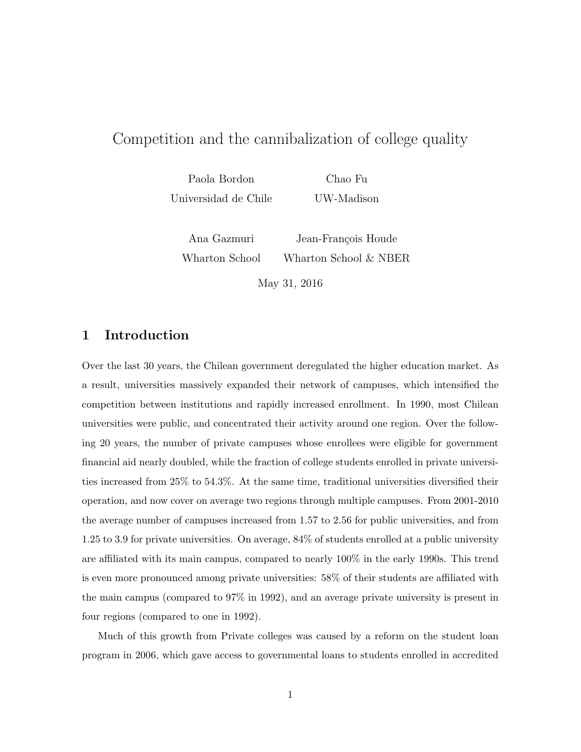# Competition and the cannibalization of college quality

Paola Bordon
Universidad de Chile

Chao Fu
UW-Madison

Ana Gazmuri
Wharton School

Jean-François Houde
Wharton School & NBER

May 31, 2016

## 1 Introduction

Over the last 30 years, the Chilean government deregulated the higher education market. As a result, universities massively expanded their network of campuses, which intensified the competition between institutions and rapidly increased enrollment. In 1990, most Chilean universities were public, and concentrated their activity around one region. Over the following 20 years, the number of private campuses whose enrollees were eligible for government financial aid nearly doubled, while the fraction of college students enrolled in private universities increased from 25% to 54.3%. At the same time, traditional universities diversified their operation, and now cover on average two regions through multiple campuses. From 2001-2010 the average number of campuses increased from 1.57 to 2.56 for public universities, and from 1.25 to 3.9 for private universities. On average, 84% of students enrolled at a public university are affiliated with its main campus, compared to nearly 100% in the early 1990s. This trend is even more pronounced among private universities: 58% of their students are affiliated with the main campus (compared to 97% in 1992), and an average private university is present in four regions (compared to one in 1992).

Much of this growth from Private colleges was caused by a reform on the student loan program in 2006, which gave access to governmental loans to students enrolled in accredited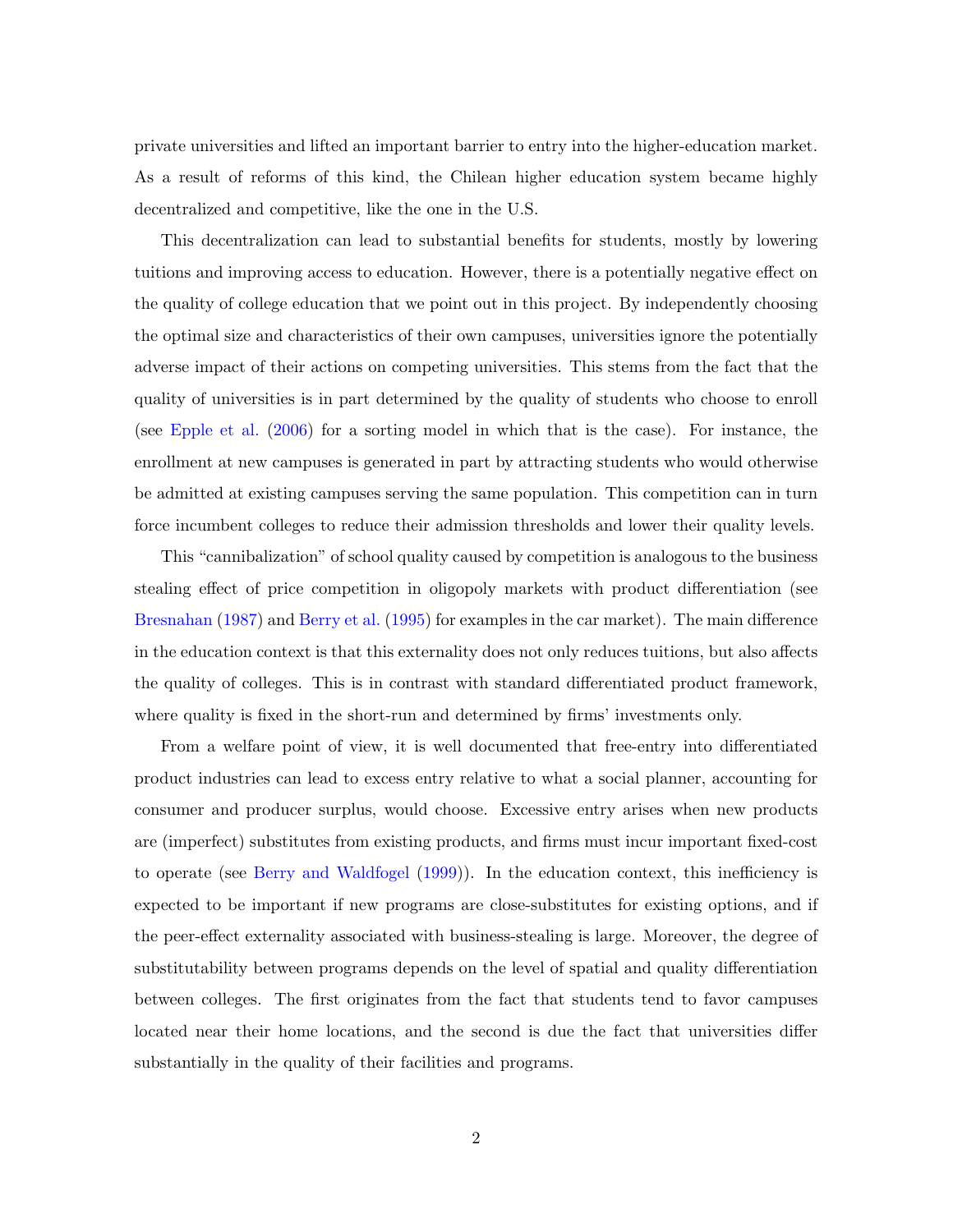private universities and lifted an important barrier to entry into the higher-education market. As a result of reforms of this kind, the Chilean higher education system became highly decentralized and competitive, like the one in the U.S.

This decentralization can lead to substantial benefits for students, mostly by lowering tuitions and improving access to education. However, there is a potentially negative effect on the quality of college education that we point out in this project. By independently choosing the optimal size and characteristics of their own campuses, universities ignore the potentially adverse impact of their actions on competing universities. This stems from the fact that the quality of universities is in part determined by the quality of students who choose to enroll (see Epple et al. (2006) for a sorting model in which that is the case). For instance, the enrollment at new campuses is generated in part by attracting students who would otherwise be admitted at existing campuses serving the same population. This competition can in turn force incumbent colleges to reduce their admission thresholds and lower their quality levels.

This "cannibalization" of school quality caused by competition is analogous to the business stealing effect of price competition in oligopoly markets with product differentiation (see Bresnahan (1987) and Berry et al. (1995) for examples in the car market). The main difference in the education context is that this externality does not only reduces tuitions, but also affects the quality of colleges. This is in contrast with standard differentiated product framework, where quality is fixed in the short-run and determined by firms' investments only.

From a welfare point of view, it is well documented that free-entry into differentiated product industries can lead to excess entry relative to what a social planner, accounting for consumer and producer surplus, would choose. Excessive entry arises when new products are (imperfect) substitutes from existing products, and firms must incur important fixed-cost to operate (see Berry and Waldfogel (1999)). In the education context, this inefficiency is expected to be important if new programs are close-substitutes for existing options, and if the peer-effect externality associated with business-stealing is large. Moreover, the degree of substitutability between programs depends on the level of spatial and quality differentiation between colleges. The first originates from the fact that students tend to favor campuses located near their home locations, and the second is due the fact that universities differ substantially in the quality of their facilities and programs.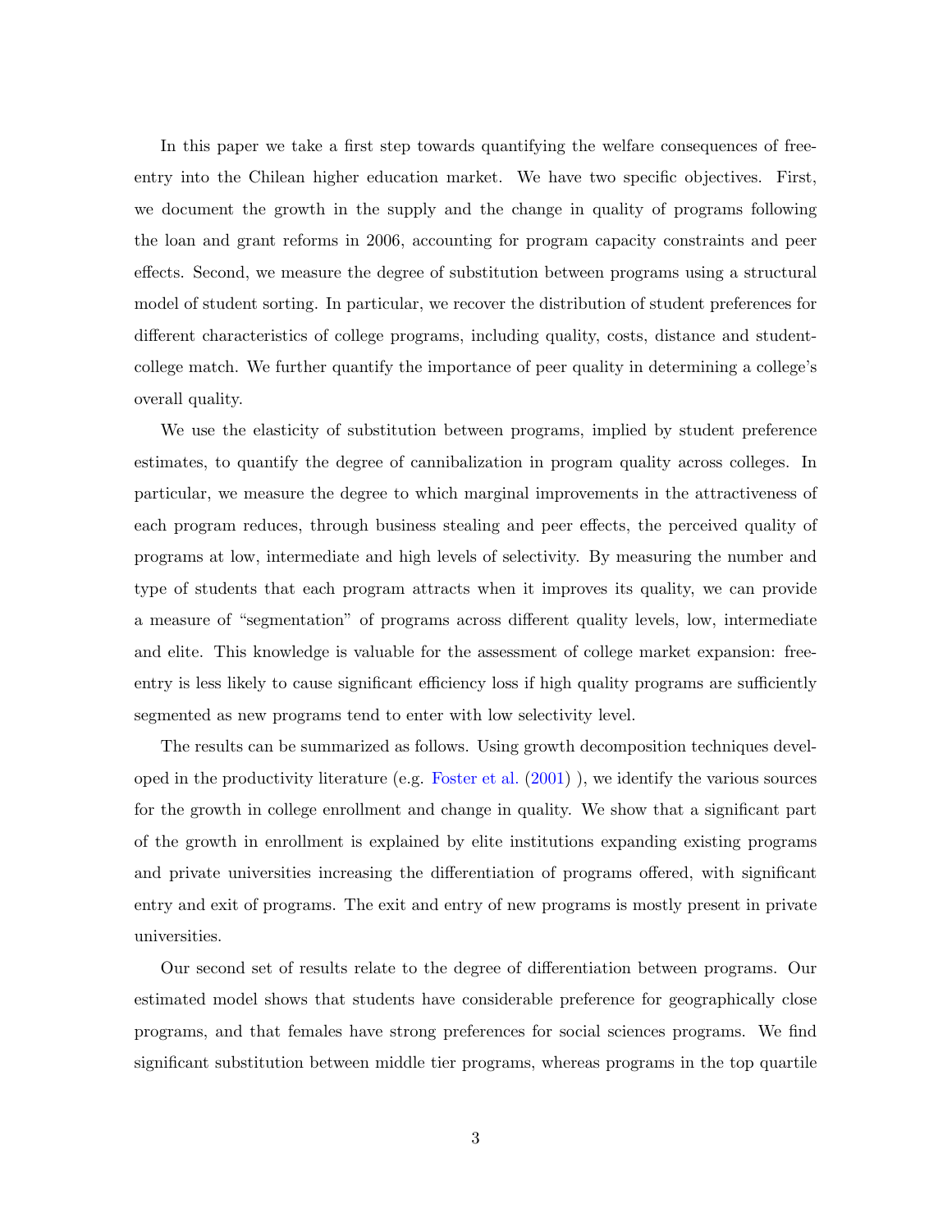In this paper we take a first step towards quantifying the welfare consequences of free-entry into the Chilean higher education market. We have two specific objectives. First, we document the growth in the supply and the change in quality of programs following the loan and grant reforms in 2006, accounting for program capacity constraints and peer effects. Second, we measure the degree of substitution between programs using a structural model of student sorting. In particular, we recover the distribution of student preferences for different characteristics of college programs, including quality, costs, distance and student-college match. We further quantify the importance of peer quality in determining a college's overall quality.

We use the elasticity of substitution between programs, implied by student preference estimates, to quantify the degree of cannibalization in program quality across colleges. In particular, we measure the degree to which marginal improvements in the attractiveness of each program reduces, through business stealing and peer effects, the perceived quality of programs at low, intermediate and high levels of selectivity. By measuring the number and type of students that each program attracts when it improves its quality, we can provide a measure of "segmentation" of programs across different quality levels, low, intermediate and elite. This knowledge is valuable for the assessment of college market expansion: free-entry is less likely to cause significant efficiency loss if high quality programs are sufficiently segmented as new programs tend to enter with low selectivity level.

The results can be summarized as follows. Using growth decomposition techniques developed in the productivity literature (e.g. Foster et al. (2001) ), we identify the various sources for the growth in college enrollment and change in quality. We show that a significant part of the growth in enrollment is explained by elite institutions expanding existing programs and private universities increasing the differentiation of programs offered, with significant entry and exit of programs. The exit and entry of new programs is mostly present in private universities.

Our second set of results relate to the degree of differentiation between programs. Our estimated model shows that students have considerable preference for geographically close programs, and that females have strong preferences for social sciences programs. We find significant substitution between middle tier programs, whereas programs in the top quartile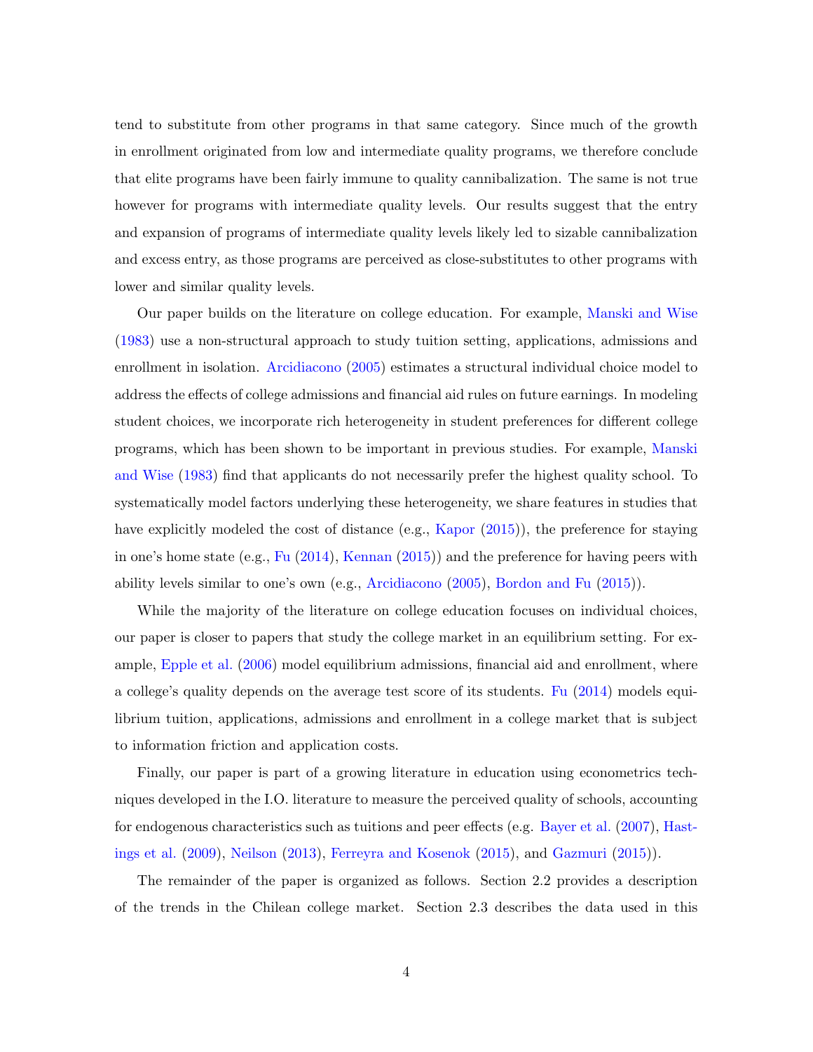tend to substitute from other programs in that same category. Since much of the growth in enrollment originated from low and intermediate quality programs, we therefore conclude that elite programs have been fairly immune to quality cannibalization. The same is not true however for programs with intermediate quality levels. Our results suggest that the entry and expansion of programs of intermediate quality levels likely led to sizable cannibalization and excess entry, as those programs are perceived as close-substitutes to other programs with lower and similar quality levels.

Our paper builds on the literature on college education. For example, Manski and Wise (1983) use a non-structural approach to study tuition setting, applications, admissions and enrollment in isolation. Arcidiacono (2005) estimates a structural individual choice model to address the effects of college admissions and financial aid rules on future earnings. In modeling student choices, we incorporate rich heterogeneity in student preferences for different college programs, which has been shown to be important in previous studies. For example, Manski and Wise (1983) find that applicants do not necessarily prefer the highest quality school. To systematically model factors underlying these heterogeneity, we share features in studies that have explicitly modeled the cost of distance (e.g., Kapor (2015)), the preference for staying in one's home state (e.g., Fu (2014), Kennan (2015)) and the preference for having peers with ability levels similar to one's own (e.g., Arcidiacono (2005), Bordon and Fu (2015)).

While the majority of the literature on college education focuses on individual choices, our paper is closer to papers that study the college market in an equilibrium setting. For example, Epple et al. (2006) model equilibrium admissions, financial aid and enrollment, where a college's quality depends on the average test score of its students. Fu (2014) models equilibrium tuition, applications, admissions and enrollment in a college market that is subject to information friction and application costs.

Finally, our paper is part of a growing literature in education using econometrics techniques developed in the I.O. literature to measure the perceived quality of schools, accounting for endogenous characteristics such as tuitions and peer effects (e.g. Bayer et al. (2007), Hastings et al. (2009), Neilson (2013), Ferreyra and Kosenok (2015), and Gazmuri (2015)).

The remainder of the paper is organized as follows. Section 2.2 provides a description of the trends in the Chilean college market. Section 2.3 describes the data used in this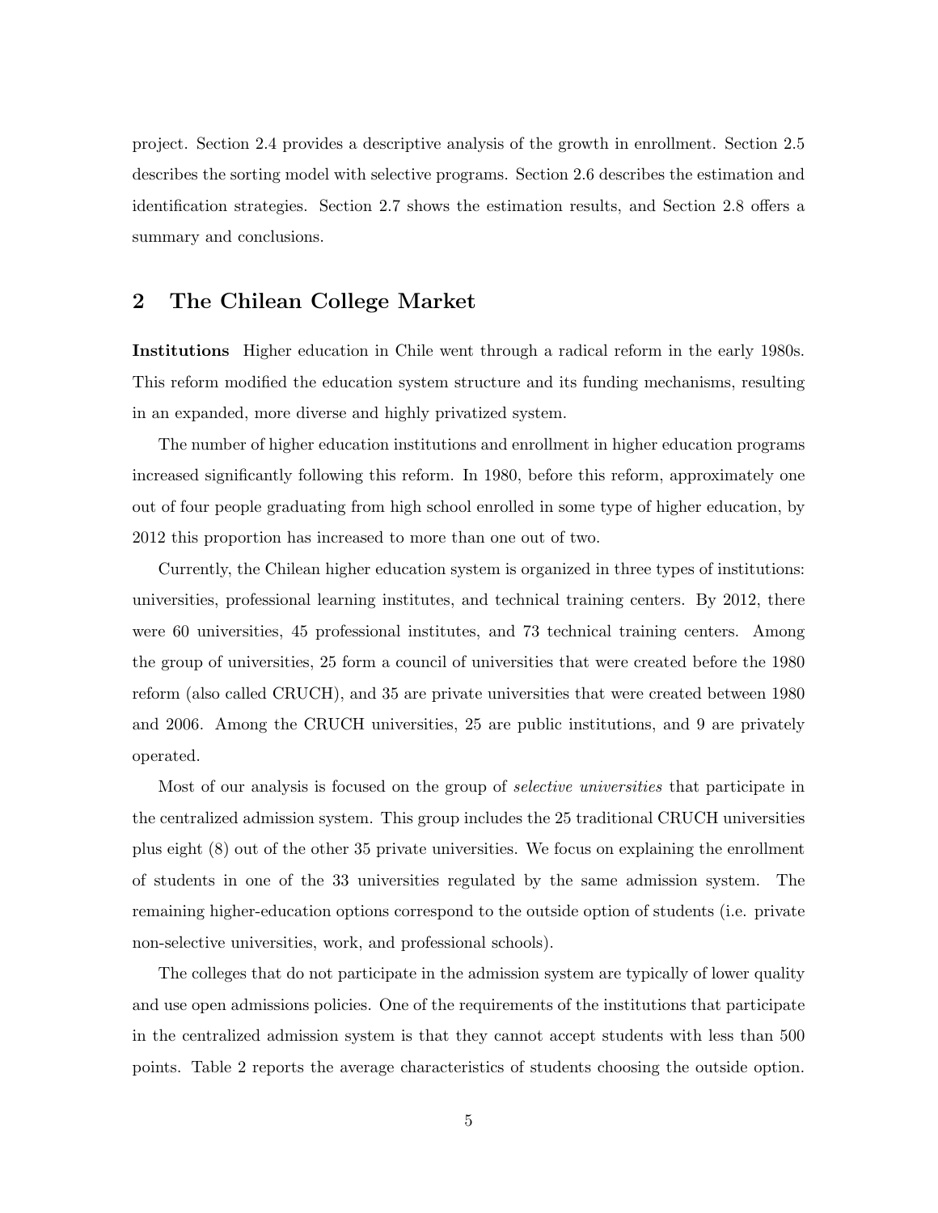project. Section 2.4 provides a descriptive analysis of the growth in enrollment. Section 2.5 describes the sorting model with selective programs. Section 2.6 describes the estimation and identification strategies. Section 2.7 shows the estimation results, and Section 2.8 offers a summary and conclusions.

## 2 The Chilean College Market

**Institutions** Higher education in Chile went through a radical reform in the early 1980s. This reform modified the education system structure and its funding mechanisms, resulting in an expanded, more diverse and highly privatized system.

The number of higher education institutions and enrollment in higher education programs increased significantly following this reform. In 1980, before this reform, approximately one out of four people graduating from high school enrolled in some type of higher education, by 2012 this proportion has increased to more than one out of two.

Currently, the Chilean higher education system is organized in three types of institutions: universities, professional learning institutes, and technical training centers. By 2012, there were 60 universities, 45 professional institutes, and 73 technical training centers. Among the group of universities, 25 form a council of universities that were created before the 1980 reform (also called CRUCH), and 35 are private universities that were created between 1980 and 2006. Among the CRUCH universities, 25 are public institutions, and 9 are privately operated.

Most of our analysis is focused on the group of *selective universities* that participate in the centralized admission system. This group includes the 25 traditional CRUCH universities plus eight (8) out of the other 35 private universities. We focus on explaining the enrollment of students in one of the 33 universities regulated by the same admission system. The remaining higher-education options correspond to the outside option of students (i.e. private non-selective universities, work, and professional schools).

The colleges that do not participate in the admission system are typically of lower quality and use open admissions policies. One of the requirements of the institutions that participate in the centralized admission system is that they cannot accept students with less than 500 points. Table 2 reports the average characteristics of students choosing the outside option.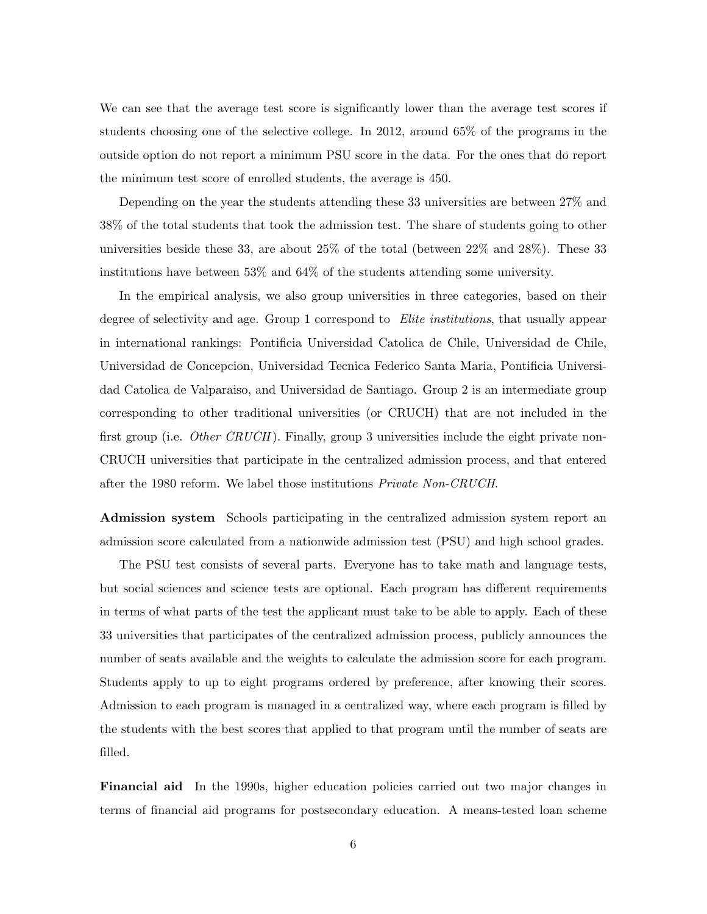We can see that the average test score is significantly lower than the average test scores if students choosing one of the selective college. In 2012, around 65% of the programs in the outside option do not report a minimum PSU score in the data. For the ones that do report the minimum test score of enrolled students, the average is 450.

Depending on the year the students attending these 33 universities are between 27% and 38% of the total students that took the admission test. The share of students going to other universities beside these 33, are about 25% of the total (between 22% and 28%). These 33 institutions have between 53% and 64% of the students attending some university.

In the empirical analysis, we also group universities in three categories, based on their degree of selectivity and age. Group 1 correspond to *Elite institutions*, that usually appear in international rankings: Pontificia Universidad Catolica de Chile, Universidad de Chile, Universidad de Concepcion, Universidad Tecnica Federico Santa Maria, Pontificia Universidad Catolica de Valparaiso, and Universidad de Santiago. Group 2 is an intermediate group corresponding to other traditional universities (or CRUCH) that are not included in the first group (i.e. *Other CRUCH*). Finally, group 3 universities include the eight private non-CRUCH universities that participate in the centralized admission process, and that entered after the 1980 reform. We label those institutions *Private Non-CRUCH*.

**Admission system** Schools participating in the centralized admission system report an admission score calculated from a nationwide admission test (PSU) and high school grades.

The PSU test consists of several parts. Everyone has to take math and language tests, but social sciences and science tests are optional. Each program has different requirements in terms of what parts of the test the applicant must take to be able to apply. Each of these 33 universities that participates of the centralized admission process, publicly announces the number of seats available and the weights to calculate the admission score for each program. Students apply to up to eight programs ordered by preference, after knowing their scores. Admission to each program is managed in a centralized way, where each program is filled by the students with the best scores that applied to that program until the number of seats are filled.

**Financial aid** In the 1990s, higher education policies carried out two major changes in terms of financial aid programs for postsecondary education. A means-tested loan scheme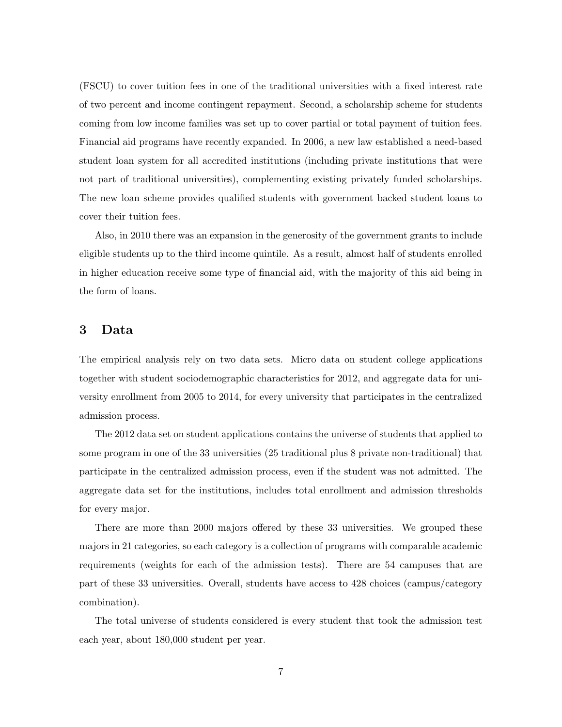(FSCU) to cover tuition fees in one of the traditional universities with a fixed interest rate of two percent and income contingent repayment. Second, a scholarship scheme for students coming from low income families was set up to cover partial or total payment of tuition fees. Financial aid programs have recently expanded. In 2006, a new law established a need-based student loan system for all accredited institutions (including private institutions that were not part of traditional universities), complementing existing privately funded scholarships. The new loan scheme provides qualified students with government backed student loans to cover their tuition fees.

Also, in 2010 there was an expansion in the generosity of the government grants to include eligible students up to the third income quintile. As a result, almost half of students enrolled in higher education receive some type of financial aid, with the majority of this aid being in the form of loans.

## 3 Data

The empirical analysis rely on two data sets. Micro data on student college applications together with student sociodemographic characteristics for 2012, and aggregate data for university enrollment from 2005 to 2014, for every university that participates in the centralized admission process.

The 2012 data set on student applications contains the universe of students that applied to some program in one of the 33 universities (25 traditional plus 8 private non-traditional) that participate in the centralized admission process, even if the student was not admitted. The aggregate data set for the institutions, includes total enrollment and admission thresholds for every major.

There are more than 2000 majors offered by these 33 universities. We grouped these majors in 21 categories, so each category is a collection of programs with comparable academic requirements (weights for each of the admission tests). There are 54 campuses that are part of these 33 universities. Overall, students have access to 428 choices (campus/category combination).

The total universe of students considered is every student that took the admission test each year, about 180,000 student per year.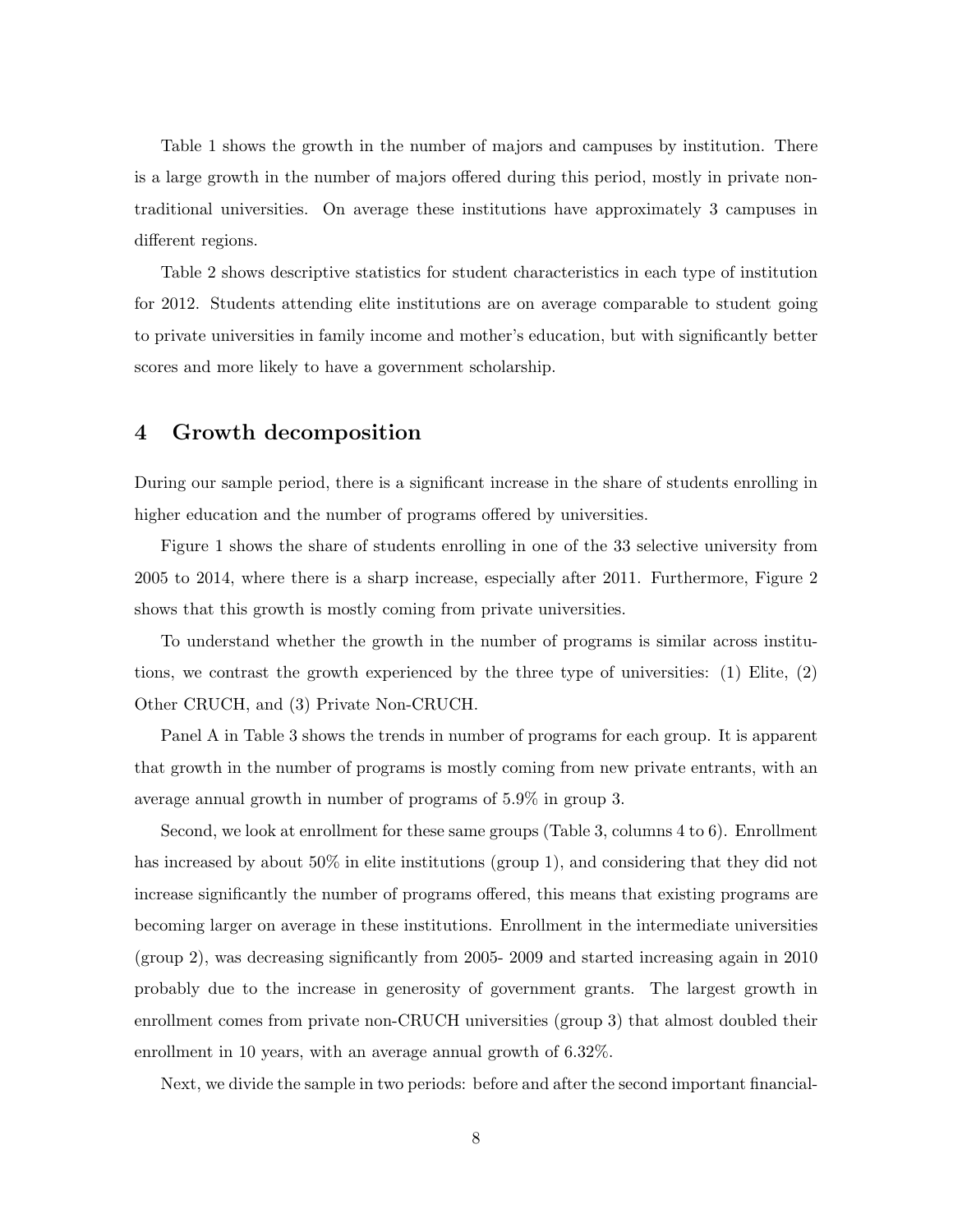Table 1 shows the growth in the number of majors and campuses by institution. There is a large growth in the number of majors offered during this period, mostly in private non-traditional universities. On average these institutions have approximately 3 campuses in different regions.

Table 2 shows descriptive statistics for student characteristics in each type of institution for 2012. Students attending elite institutions are on average comparable to student going to private universities in family income and mother's education, but with significantly better scores and more likely to have a government scholarship.

## 4 Growth decomposition

During our sample period, there is a significant increase in the share of students enrolling in higher education and the number of programs offered by universities.

Figure 1 shows the share of students enrolling in one of the 33 selective university from 2005 to 2014, where there is a sharp increase, especially after 2011. Furthermore, Figure 2 shows that this growth is mostly coming from private universities.

To understand whether the growth in the number of programs is similar across institutions, we contrast the growth experienced by the three type of universities: (1) Elite, (2) Other CRUCH, and (3) Private Non-CRUCH.

Panel A in Table 3 shows the trends in number of programs for each group. It is apparent that growth in the number of programs is mostly coming from new private entrants, with an average annual growth in number of programs of 5.9% in group 3.

Second, we look at enrollment for these same groups (Table 3, columns 4 to 6). Enrollment has increased by about 50% in elite institutions (group 1), and considering that they did not increase significantly the number of programs offered, this means that existing programs are becoming larger on average in these institutions. Enrollment in the intermediate universities (group 2), was decreasing significantly from 2005- 2009 and started increasing again in 2010 probably due to the increase in generosity of government grants. The largest growth in enrollment comes from private non-CRUCH universities (group 3) that almost doubled their enrollment in 10 years, with an average annual growth of 6.32%.

Next, we divide the sample in two periods: before and after the second important financial-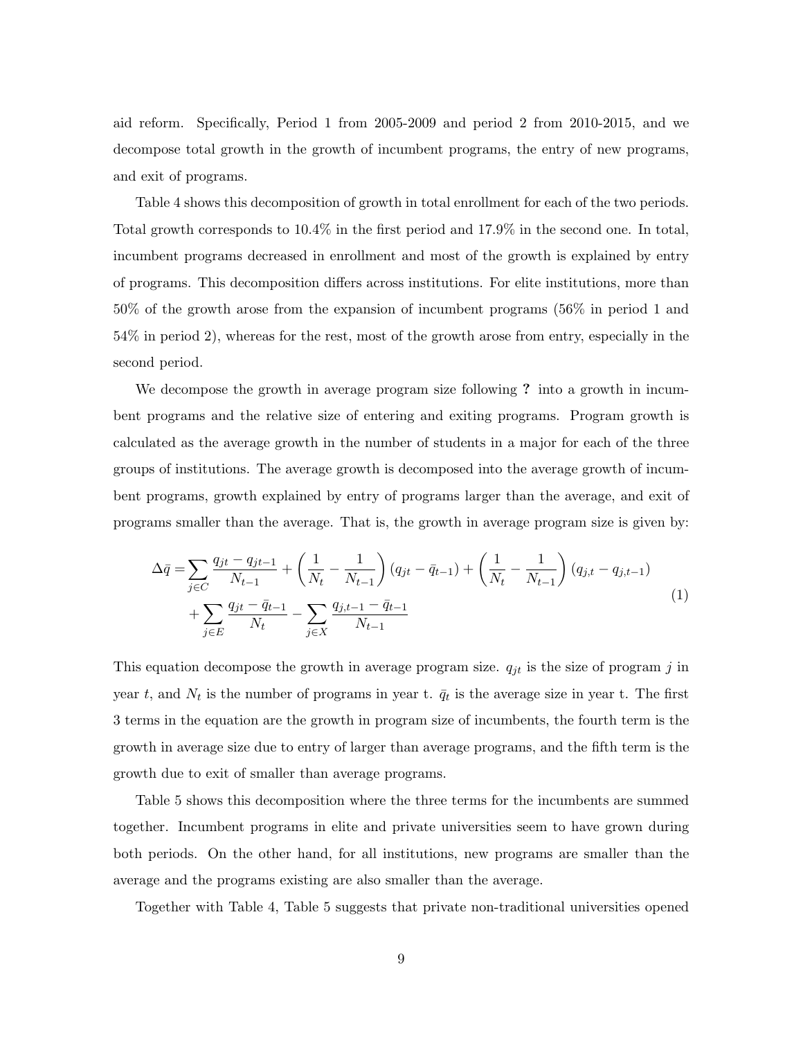aid reform. Specifically, Period 1 from 2005-2009 and period 2 from 2010-2015, and we decompose total growth in the growth of incumbent programs, the entry of new programs, and exit of programs.

Table 4 shows this decomposition of growth in total enrollment for each of the two periods. Total growth corresponds to 10.4% in the first period and 17.9% in the second one. In total, incumbent programs decreased in enrollment and most of the growth is explained by entry of programs. This decomposition differs across institutions. For elite institutions, more than 50% of the growth arose from the expansion of incumbent programs (56% in period 1 and 54% in period 2), whereas for the rest, most of the growth arose from entry, especially in the second period.

We decompose the growth in average program size following **?** into a growth in incumbent programs and the relative size of entering and exiting programs. Program growth is calculated as the average growth in the number of students in a major for each of the three groups of institutions. The average growth is decomposed into the average growth of incumbent programs, growth explained by entry of programs larger than the average, and exit of programs smaller than the average. That is, the growth in average program size is given by:

$$
\begin{aligned}
\Delta \bar{q} = & \sum_{j \in C} \frac{q_{jt} - q_{jt-1}}{N_{t-1}} + \left( \frac{1}{N_t} - \frac{1}{N_{t-1}} \right) (q_{jt} - \bar{q}_{t-1}) + \left( \frac{1}{N_t} - \frac{1}{N_{t-1}} \right) (q_{j,t} - q_{j,t-1}) \\
& + \sum_{j \in E} \frac{q_{jt} - \bar{q}_{t-1}}{N_t} - \sum_{j \in X} \frac{q_{j,t-1} - \bar{q}_{t-1}}{N_{t-1}}
\end{aligned}
\tag{1}
$$

This equation decompose the growth in average program size. $q_{jt}$ is the size of program $j$ in year $t$, and $N_t$ is the number of programs in year t. $\bar{q}_t$ is the average size in year t. The first 3 terms in the equation are the growth in program size of incumbents, the fourth term is the growth in average size due to entry of larger than average programs, and the fifth term is the growth due to exit of smaller than average programs.

Table 5 shows this decomposition where the three terms for the incumbents are summed together. Incumbent programs in elite and private universities seem to have grown during both periods. On the other hand, for all institutions, new programs are smaller than the average and the programs existing are also smaller than the average.

Together with Table 4, Table 5 suggests that private non-traditional universities opened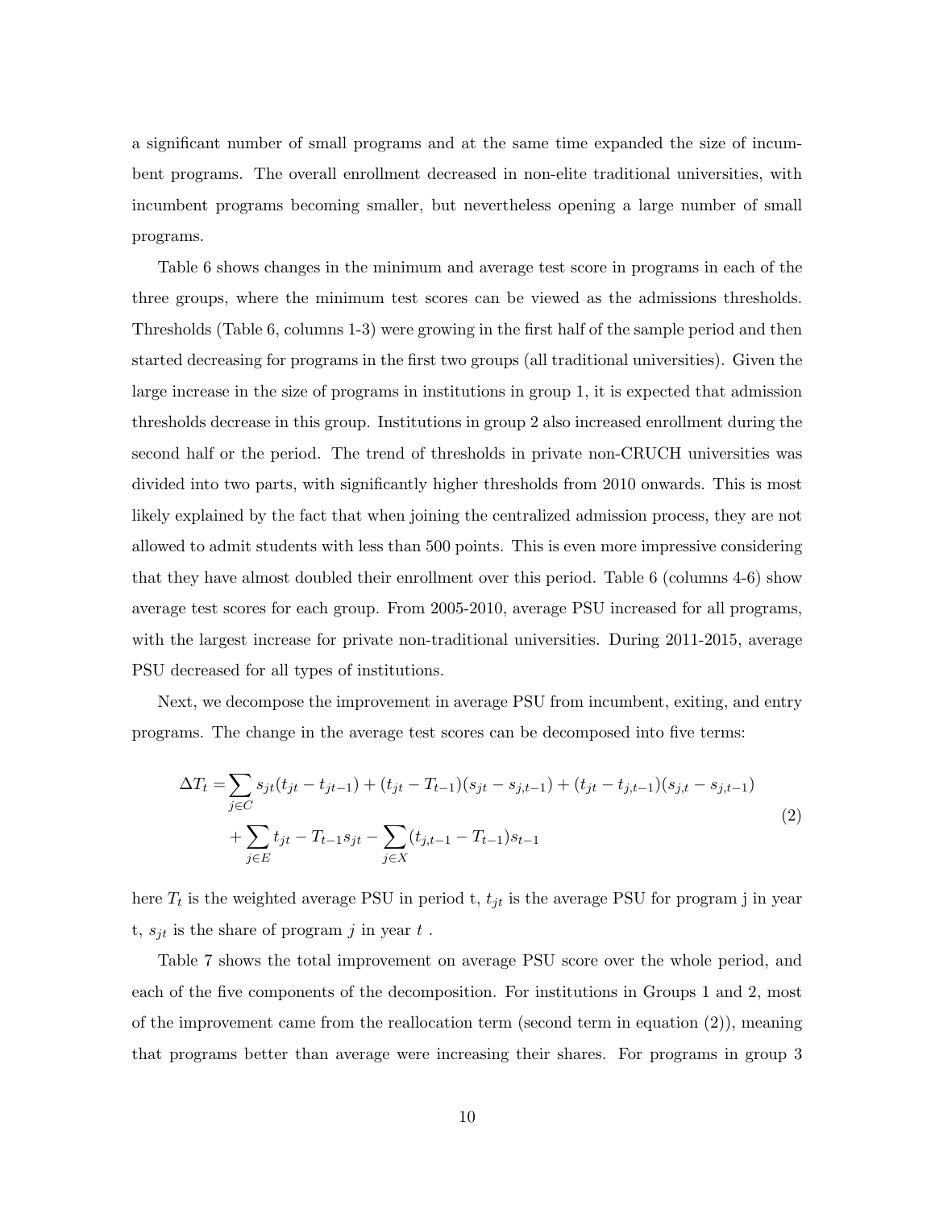a significant number of small programs and at the same time expanded the size of incumbent programs. The overall enrollment decreased in non-elite traditional universities, with incumbent programs becoming smaller, but nevertheless opening a large number of small programs.

Table 6 shows changes in the minimum and average test score in programs in each of the three groups, where the minimum test scores can be viewed as the admissions thresholds. Thresholds (Table 6, columns 1-3) were growing in the first half of the sample period and then started decreasing for programs in the first two groups (all traditional universities). Given the large increase in the size of programs in institutions in group 1, it is expected that admission thresholds decrease in this group. Institutions in group 2 also increased enrollment during the second half or the period. The trend of thresholds in private non-CRUCH universities was divided into two parts, with significantly higher thresholds from 2010 onwards. This is most likely explained by the fact that when joining the centralized admission process, they are not allowed to admit students with less than 500 points. This is even more impressive considering that they have almost doubled their enrollment over this period. Table 6 (columns 4-6) show average test scores for each group. From 2005-2010, average PSU increased for all programs, with the largest increase for private non-traditional universities. During 2011-2015, average PSU decreased for all types of institutions.

Next, we decompose the improvement in average PSU from incumbent, exiting, and entry programs. The change in the average test scores can be decomposed into five terms:

$$
\begin{aligned}
\Delta T_t = & \sum_{j \in C} s_{jt}(t_{jt} - t_{jt-1}) + (t_{jt} - T_{t-1})(s_{jt} - s_{j,t-1}) + (t_{jt} - t_{j,t-1})(s_{j,t} - s_{j,t-1}) \\
& + \sum_{j \in E} t_{jt} - T_{t-1} s_{jt} - \sum_{j \in X} (t_{j,t-1} - T_{t-1}) s_{t-1}
\end{aligned}
\tag{2}
$$

here $T_t$ is the weighted average PSU in period t, $t_{jt}$ is the average PSU for program j in year t, $s_{jt}$ is the share of program $j$ in year $t$ .

Table 7 shows the total improvement on average PSU score over the whole period, and each of the five components of the decomposition. For institutions in Groups 1 and 2, most of the improvement came from the reallocation term (second term in equation (2)), meaning that programs better than average were increasing their shares. For programs in group 3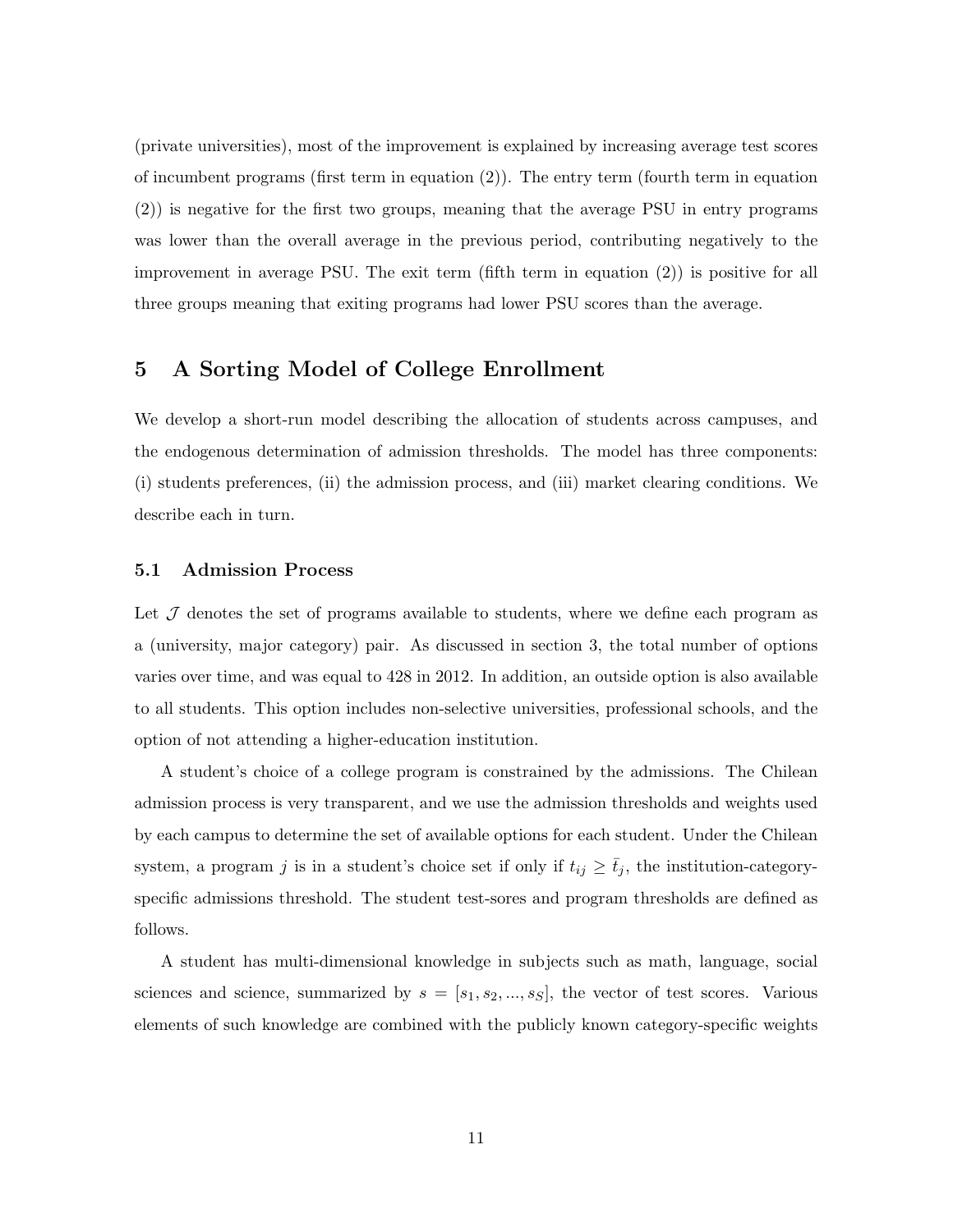(private universities), most of the improvement is explained by increasing average test scores of incumbent programs (first term in equation (2)). The entry term (fourth term in equation (2)) is negative for the first two groups, meaning that the average PSU in entry programs was lower than the overall average in the previous period, contributing negatively to the improvement in average PSU. The exit term (fifth term in equation (2)) is positive for all three groups meaning that exiting programs had lower PSU scores than the average.

# 5 A Sorting Model of College Enrollment

We develop a short-run model describing the allocation of students across campuses, and the endogenous determination of admission thresholds. The model has three components: (i) students preferences, (ii) the admission process, and (iii) market clearing conditions. We describe each in turn.

## 5.1 Admission Process

Let $\mathcal{J}$ denotes the set of programs available to students, where we define each program as a (university, major category) pair. As discussed in section 3, the total number of options varies over time, and was equal to 428 in 2012. In addition, an outside option is also available to all students. This option includes non-selective universities, professional schools, and the option of not attending a higher-education institution.

A student's choice of a college program is constrained by the admissions. The Chilean admission process is very transparent, and we use the admission thresholds and weights used by each campus to determine the set of available options for each student. Under the Chilean system, a program $j$ is in a student's choice set if only if $t_{ij} \geq \bar{t}_j$, the institution-category-specific admissions threshold. The student test-sores and program thresholds are defined as follows.

A student has multi-dimensional knowledge in subjects such as math, language, social sciences and science, summarized by $s = [s_1, s_2, ..., s_S]$, the vector of test scores. Various elements of such knowledge are combined with the publicly known category-specific weights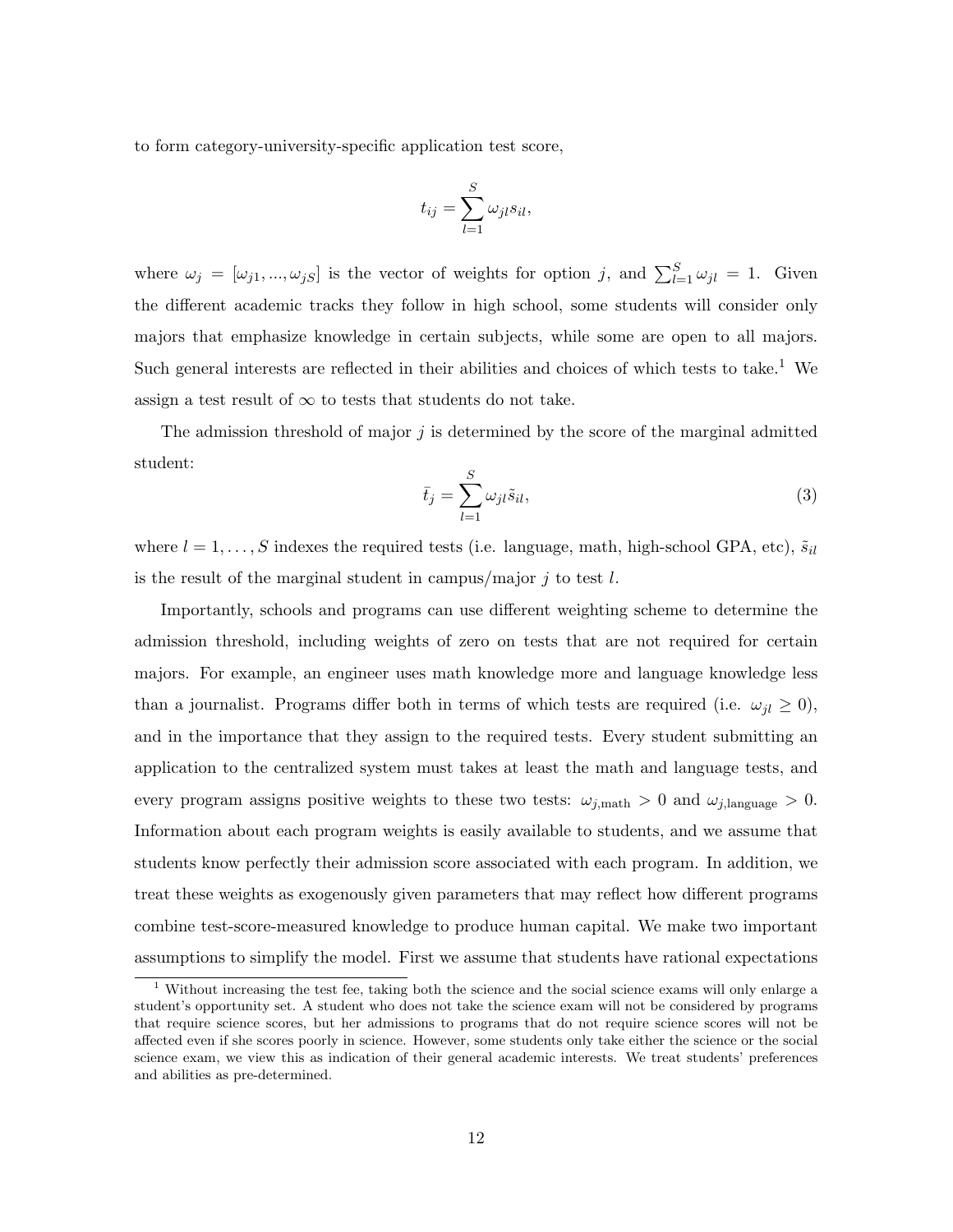to form category-university-specific application test score,

$$t_{ij} = \sum_{l=1}^{S} \omega_{jl} s_{il},$$

where $\omega_j = [\omega_{j1}, ..., \omega_{jS}]$ is the vector of weights for option $j$, and $\sum_{l=1}^{S} \omega_{jl} = 1$. Given the different academic tracks they follow in high school, some students will consider only majors that emphasize knowledge in certain subjects, while some are open to all majors. Such general interests are reflected in their abilities and choices of which tests to take.[1] We assign a test result of $\infty$ to tests that students do not take.

The admission threshold of major $j$ is determined by the score of the marginal admitted student:

$$\bar{t}_j = \sum_{l=1}^{S} \omega_{jl} \tilde{s}_{il}, \tag{3}$$

where $l = 1, \ldots, S$ indexes the required tests (i.e. language, math, high-school GPA, etc), $\tilde{s}_{il}$ is the result of the marginal student in campus/major $j$ to test $l$.

Importantly, schools and programs can use different weighting scheme to determine the admission threshold, including weights of zero on tests that are not required for certain majors. For example, an engineer uses math knowledge more and language knowledge less than a journalist. Programs differ both in terms of which tests are required (i.e. $\omega_{jl} \geq 0$), and in the importance that they assign to the required tests. Every student submitting an application to the centralized system must takes at least the math and language tests, and every program assigns positive weights to these two tests: $\omega_{j,\text{math}} > 0$ and $\omega_{j,\text{language}} > 0$. Information about each program weights is easily available to students, and we assume that students know perfectly their admission score associated with each program. In addition, we treat these weights as exogenously given parameters that may reflect how different programs combine test-score-measured knowledge to produce human capital. We make two important assumptions to simplify the model. First we assume that students have rational expectations

[1] Without increasing the test fee, taking both the science and the social science exams will only enlarge a student's opportunity set. A student who does not take the science exam will not be considered by programs that require science scores, but her admissions to programs that do not require science scores will not be affected even if she scores poorly in science. However, some students only take either the science or the social science exam, we view this as indication of their general academic interests. We treat students' preferences and abilities as pre-determined.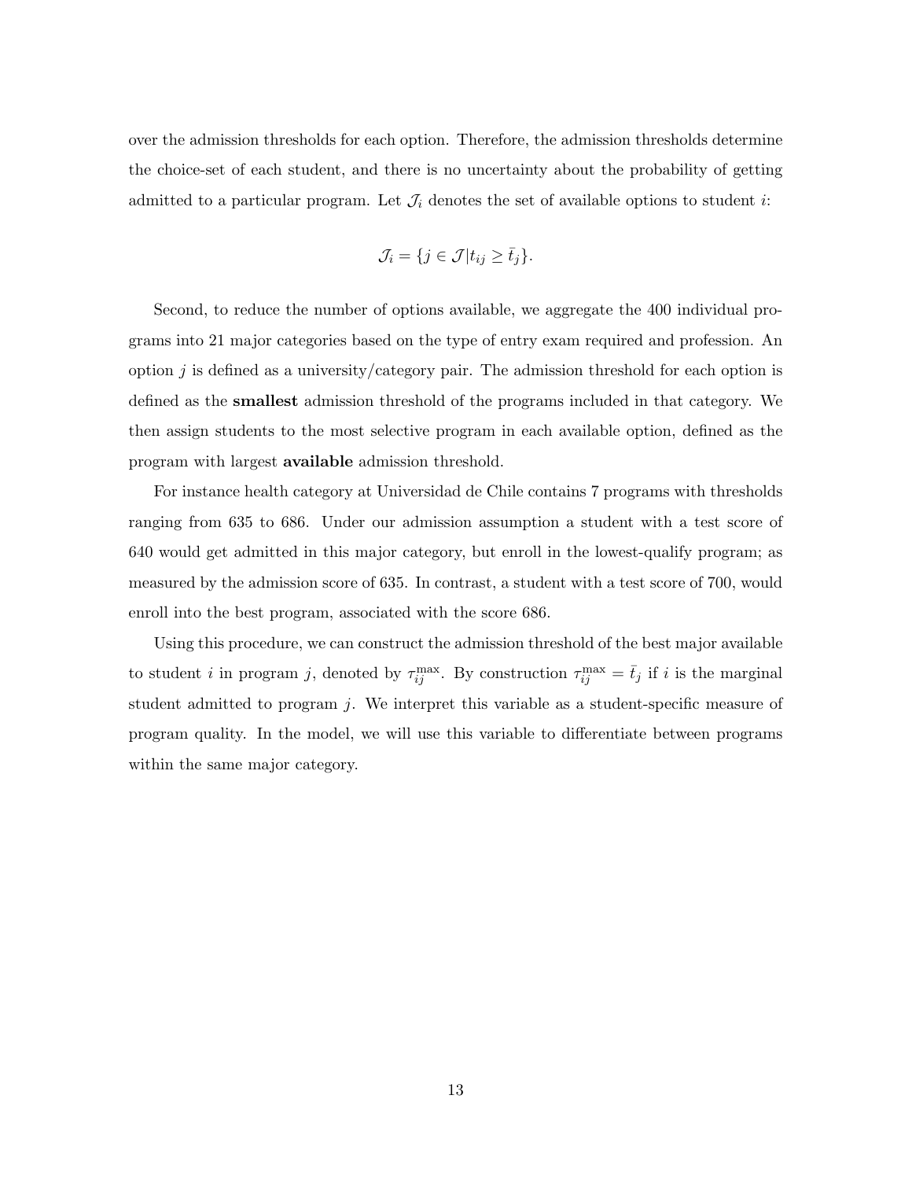over the admission thresholds for each option. Therefore, the admission thresholds determine the choice-set of each student, and there is no uncertainty about the probability of getting admitted to a particular program. Let $\mathcal{J}_i$ denotes the set of available options to student $i$:

$$\mathcal{J}_i = \{j \in \mathcal{J} | t_{ij} \geq \bar{t}_j\}.$$

Second, to reduce the number of options available, we aggregate the 400 individual programs into 21 major categories based on the type of entry exam required and profession. An option $j$ is defined as a university/category pair. The admission threshold for each option is defined as the **smallest** admission threshold of the programs included in that category. We then assign students to the most selective program in each available option, defined as the program with largest **available** admission threshold.

For instance health category at Universidad de Chile contains 7 programs with thresholds ranging from 635 to 686. Under our admission assumption a student with a test score of 640 would get admitted in this major category, but enroll in the lowest-qualify program; as measured by the admission score of 635. In contrast, a student with a test score of 700, would enroll into the best program, associated with the score 686.

Using this procedure, we can construct the admission threshold of the best major available to student $i$ in program $j$, denoted by $\tau_{ij}^{\max}$. By construction $\tau_{ij}^{\max} = \bar{t}_j$ if $i$ is the marginal student admitted to program $j$. We interpret this variable as a student-specific measure of program quality. In the model, we will use this variable to differentiate between programs within the same major category.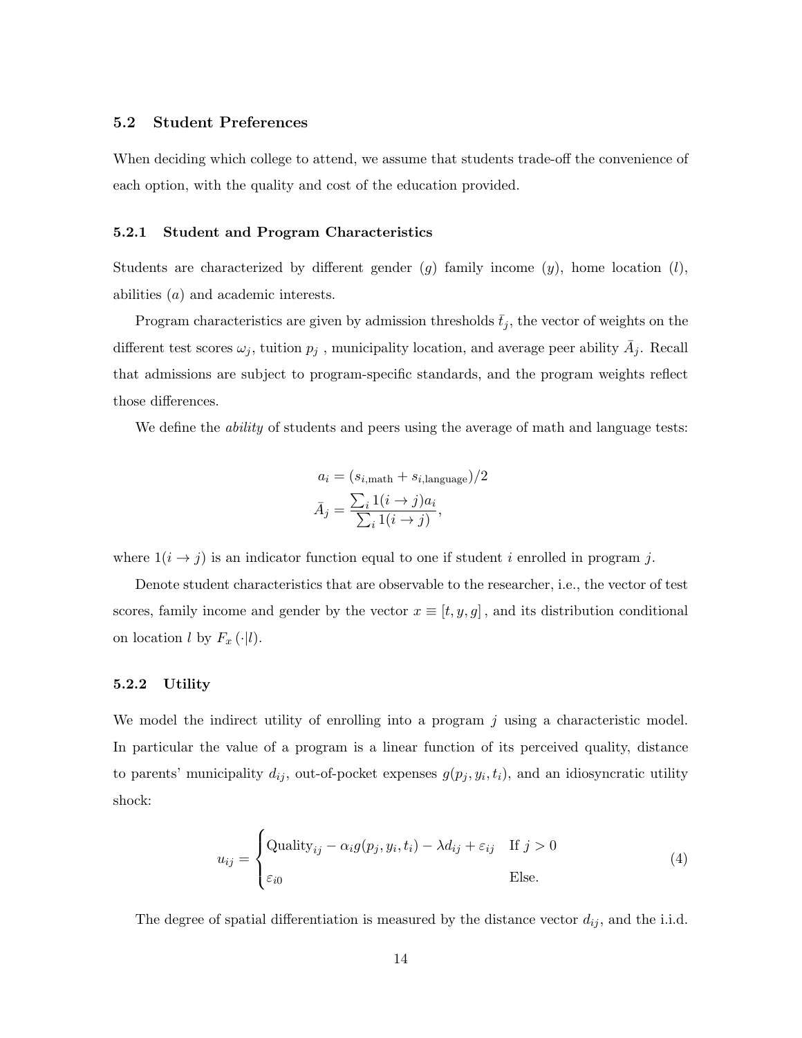### 5.2 Student Preferences

When deciding which college to attend, we assume that students trade-off the convenience of each option, with the quality and cost of the education provided.

#### 5.2.1 Student and Program Characteristics

Students are characterized by different gender ($g$) family income ($y$), home location ($l$), abilities ($a$) and academic interests.

Program characteristics are given by admission thresholds $\bar{t}_j$, the vector of weights on the different test scores $\omega_j$, tuition $p_j$ , municipality location, and average peer ability $\bar{A}_j$. Recall that admissions are subject to program-specific standards, and the program weights reflect those differences.

We define the *ability* of students and peers using the average of math and language tests:

$$a_i = (s_{i,\text{math}} + s_{i,\text{language}})/2$$

$$\bar{A}_j = \frac{\sum_i 1(i \to j) a_i}{\sum_i 1(i \to j)},$$

where $1(i \to j)$ is an indicator function equal to one if student $i$ enrolled in program $j$.

Denote student characteristics that are observable to the researcher, i.e., the vector of test scores, family income and gender by the vector $x \equiv [t, y, g]$ , and its distribution conditional on location $l$ by $F_x(\cdot|l)$.

#### 5.2.2 Utility

We model the indirect utility of enrolling into a program $j$ using a characteristic model. In particular the value of a program is a linear function of its perceived quality, distance to parents' municipality $d_{ij}$, out-of-pocket expenses $g(p_j, y_i, t_i)$, and an idiosyncratic utility shock:

$$u_{ij} = \begin{cases} \text{Quality}_{ij} - \alpha_i g(p_j, y_i, t_i) - \lambda d_{ij} + \varepsilon_{ij} & \text{If } j > 0 \\ \varepsilon_{i0} & \text{Else.} \end{cases} \tag{4}$$

The degree of spatial differentiation is measured by the distance vector $d_{ij}$, and the i.i.d.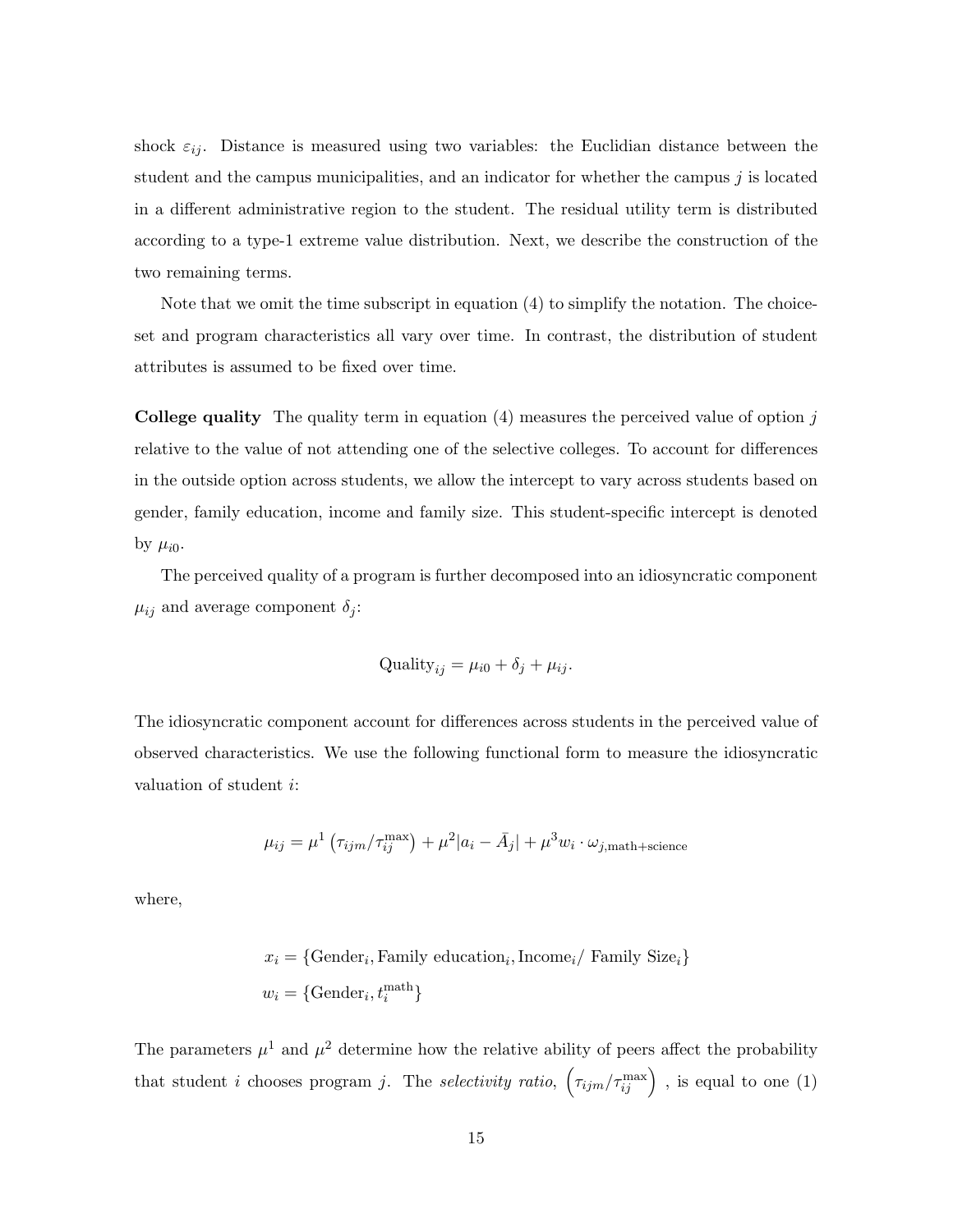shock $\varepsilon_{ij}$. Distance is measured using two variables: the Euclidian distance between the student and the campus municipalities, and an indicator for whether the campus $j$ is located in a different administrative region to the student. The residual utility term is distributed according to a type-1 extreme value distribution. Next, we describe the construction of the two remaining terms.

Note that we omit the time subscript in equation (4) to simplify the notation. The choice-set and program characteristics all vary over time. In contrast, the distribution of student attributes is assumed to be fixed over time.

**College quality** The quality term in equation (4) measures the perceived value of option $j$ relative to the value of not attending one of the selective colleges. To account for differences in the outside option across students, we allow the intercept to vary across students based on gender, family education, income and family size. This student-specific intercept is denoted by $\mu_{i0}$.

The perceived quality of a program is further decomposed into an idiosyncratic component $\mu_{ij}$ and average component $\delta_j$:

$$\text{Quality}_{ij} = \mu_{i0} + \delta_j + \mu_{ij}.$$

The idiosyncratic component account for differences across students in the perceived value of observed characteristics. We use the following functional form to measure the idiosyncratic valuation of student $i$:

$$\mu_{ij} = \mu^1 \left(\tau_{ijm}/\tau_{ij}^{\max}\right) + \mu^2 |a_i - \bar{A}_j| + \mu^3 w_i \cdot \omega_{j,\text{math+science}}$$

where,

$$x_i = \{\text{Gender}_i, \text{Family education}_i, \text{Income}_i/\text{ Family Size}_i\}$$
$$w_i = \{\text{Gender}_i, t_i^{\text{math}}\}$$

The parameters $\mu^1$ and $\mu^2$ determine how the relative ability of peers affect the probability that student $i$ chooses program $j$. The *selectivity ratio*, $\left(\tau_{ijm}/\tau_{ij}^{\max}\right)$ , is equal to one (1)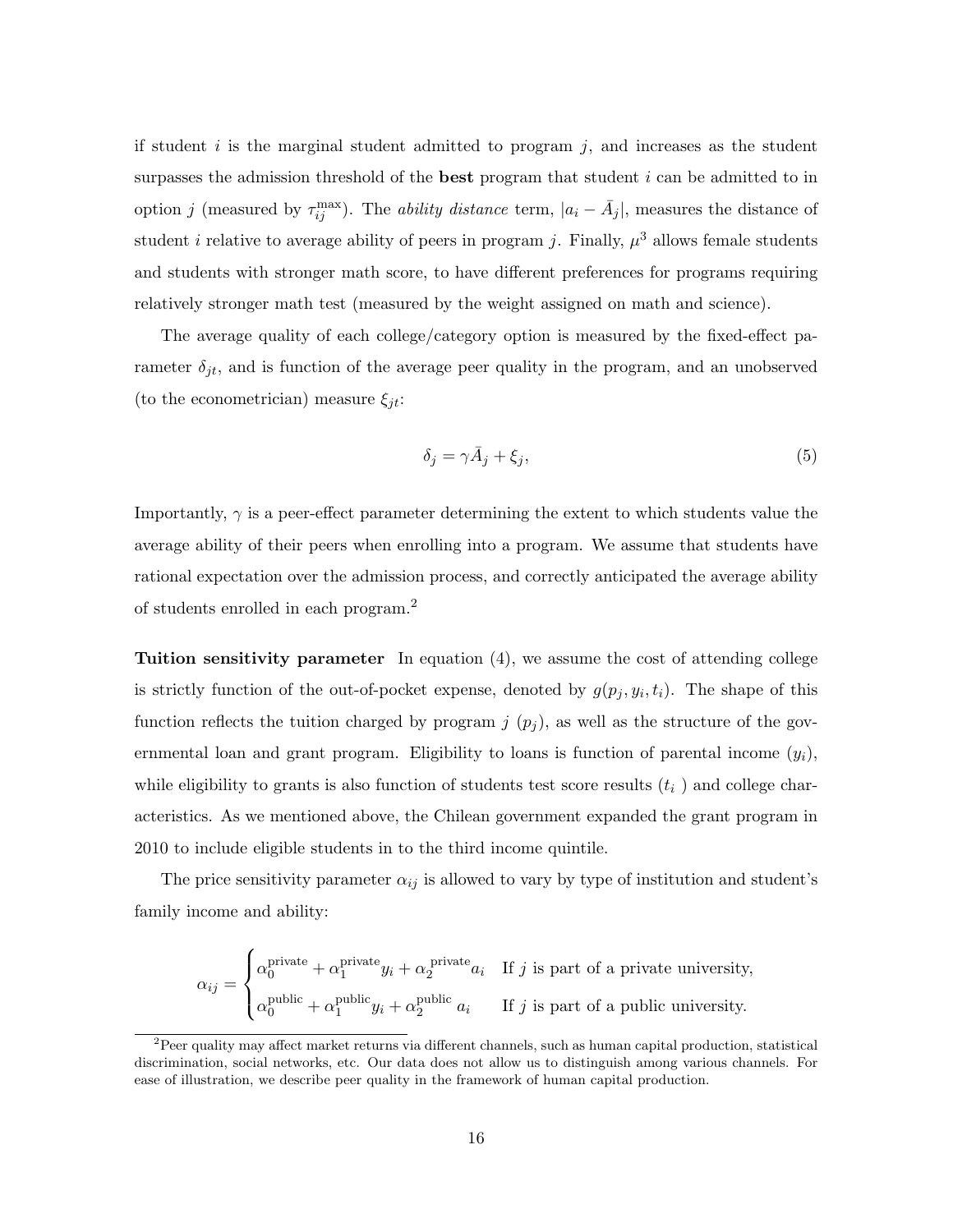if student $i$ is the marginal student admitted to program $j$, and increases as the student surpasses the admission threshold of the **best** program that student $i$ can be admitted to in option $j$ (measured by $\tau_{ij}^{\max}$). The *ability distance* term, $|a_i - \bar{A}_j|$, measures the distance of student $i$ relative to average ability of peers in program $j$. Finally, $\mu^3$ allows female students and students with stronger math score, to have different preferences for programs requiring relatively stronger math test (measured by the weight assigned on math and science).

The average quality of each college/category option is measured by the fixed-effect parameter $\delta_{jt}$, and is function of the average peer quality in the program, and an unobserved (to the econometrician) measure $\xi_{jt}$:

$$\delta_j = \gamma \bar{A}_j + \xi_j, \tag{5}$$

Importantly, $\gamma$ is a peer-effect parameter determining the extent to which students value the average ability of their peers when enrolling into a program. We assume that students have rational expectation over the admission process, and correctly anticipated the average ability of students enrolled in each program.[2]

**Tuition sensitivity parameter** In equation (4), we assume the cost of attending college is strictly function of the out-of-pocket expense, denoted by $g(p_j, y_i, t_i)$. The shape of this function reflects the tuition charged by program $j$ ($p_j$), as well as the structure of the governmental loan and grant program. Eligibility to loans is function of parental income ($y_i$), while eligibility to grants is also function of students test score results ($t_i$ ) and college characteristics. As we mentioned above, the Chilean government expanded the grant program in 2010 to include eligible students in to the third income quintile.

The price sensitivity parameter $\alpha_{ij}$ is allowed to vary by type of institution and student's family income and ability:

$$\alpha_{ij} = \begin{cases} \alpha_0^{\text{private}} + \alpha_1^{\text{private}} y_i + \alpha_2^{\text{private}} a_i & \text{If } j \text{ is part of a private university,} \\ \alpha_0^{\text{public}} + \alpha_1^{\text{public}} y_i + \alpha_2^{\text{public}} a_i & \text{If } j \text{ is part of a public university.} \end{cases}$$

[2] Peer quality may affect market returns via different channels, such as human capital production, statistical discrimination, social networks, etc. Our data does not allow us to distinguish among various channels. For ease of illustration, we describe peer quality in the framework of human capital production.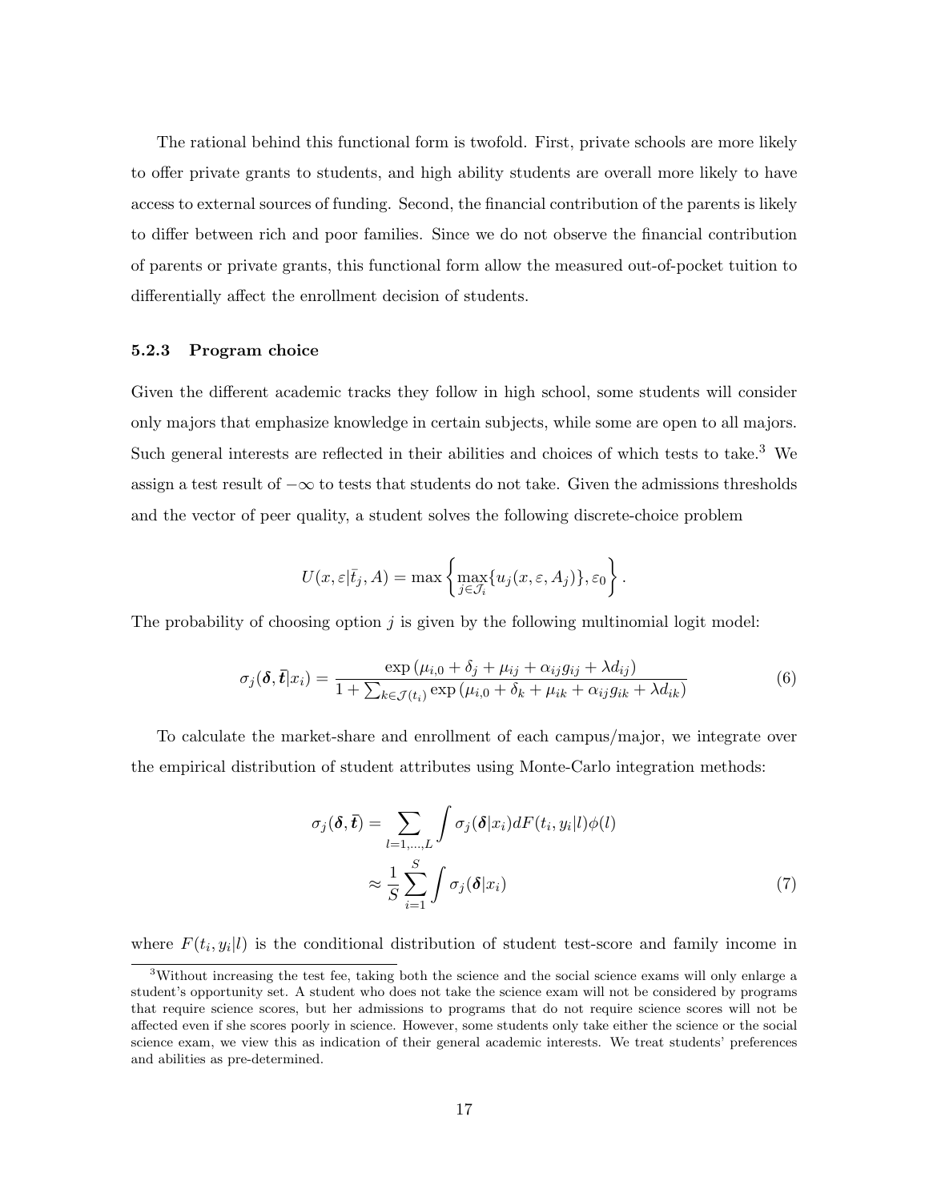The rational behind this functional form is twofold. First, private schools are more likely to offer private grants to students, and high ability students are overall more likely to have access to external sources of funding. Second, the financial contribution of the parents is likely to differ between rich and poor families. Since we do not observe the financial contribution of parents or private grants, this functional form allow the measured out-of-pocket tuition to differentially affect the enrollment decision of students.

### 5.2.3 Program choice

Given the different academic tracks they follow in high school, some students will consider only majors that emphasize knowledge in certain subjects, while some are open to all majors. Such general interests are reflected in their abilities and choices of which tests to take.[3] We assign a test result of $-\infty$ to tests that students do not take. Given the admissions thresholds and the vector of peer quality, a student solves the following discrete-choice problem

$$U(x, \varepsilon | \bar{t}_j, A) = \max \left\{ \max_{j \in \mathcal{J}_i} \{ u_j(x, \varepsilon, A_j) \}, \varepsilon_0 \right\}.$$

The probability of choosing option $j$ is given by the following multinomial logit model:

$$\sigma_j(\boldsymbol{\delta}, \bar{\boldsymbol{t}} | x_i) = \frac{\exp\left(\mu_{i,0} + \delta_j + \mu_{ij} + \alpha_{ij} g_{ij} + \lambda d_{ij}\right)}{1 + \sum_{k \in \mathcal{J}(t_i)} \exp\left(\mu_{i,0} + \delta_k + \mu_{ik} + \alpha_{ij} g_{ik} + \lambda d_{ik}\right)} \tag{6}$$

To calculate the market-share and enrollment of each campus/major, we integrate over the empirical distribution of student attributes using Monte-Carlo integration methods:

$$\begin{aligned} \sigma_j(\boldsymbol{\delta}, \bar{\boldsymbol{t}}) &= \sum_{l=1,\ldots,L} \int \sigma_j(\boldsymbol{\delta} | x_i) dF(t_i, y_i | l) \phi(l) \\ &\approx \frac{1}{S} \sum_{i=1}^{S} \int \sigma_j(\boldsymbol{\delta} | x_i) \end{aligned} \tag{7}$$

where $F(t_i, y_i | l)$ is the conditional distribution of student test-score and family income in

[3] Without increasing the test fee, taking both the science and the social science exams will only enlarge a student's opportunity set. A student who does not take the science exam will not be considered by programs that require science scores, but her admissions to programs that do not require science scores will not be affected even if she scores poorly in science. However, some students only take either the science or the social science exam, we view this as indication of their general academic interests. We treat students' preferences and abilities as pre-determined.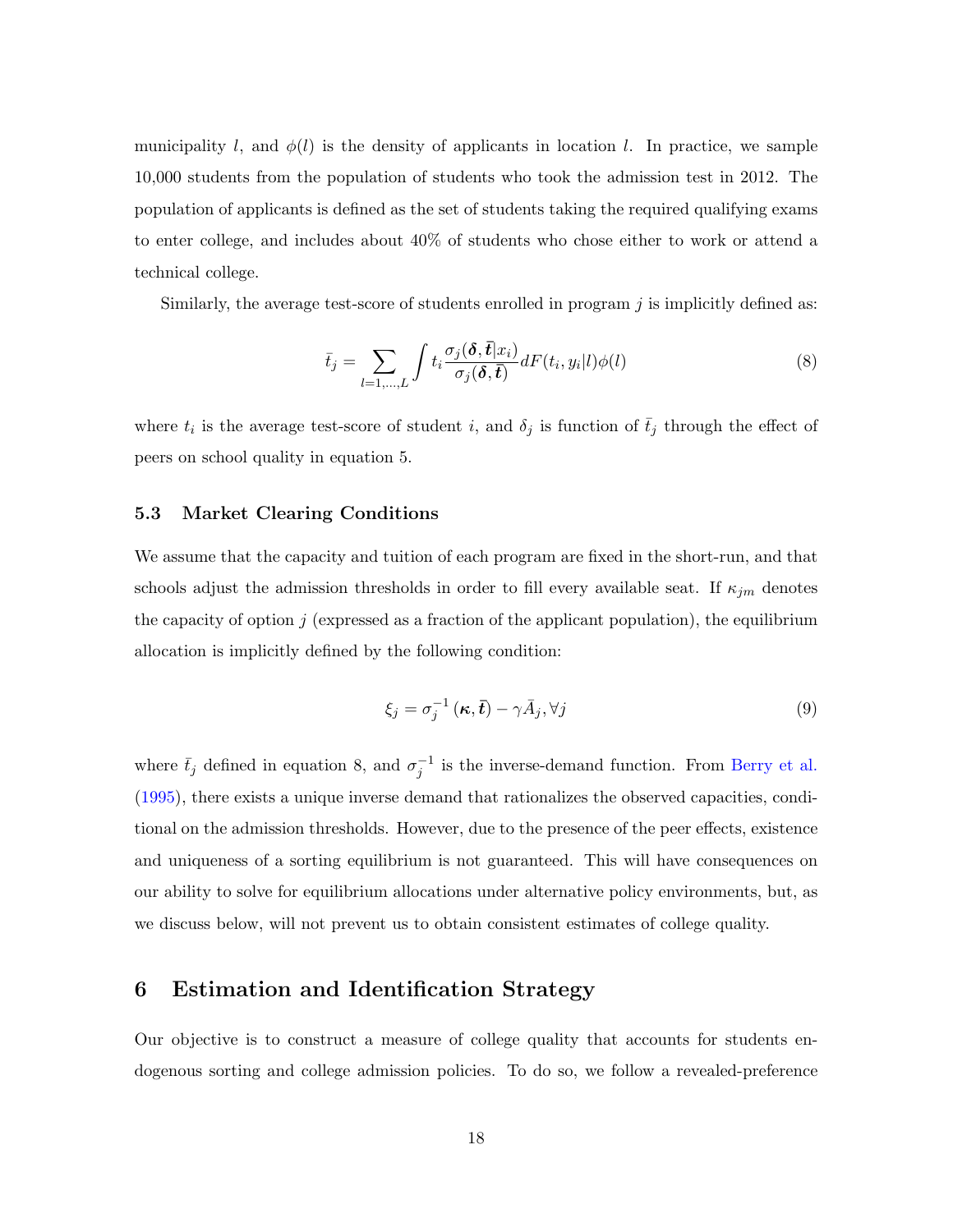municipality $l$, and $\phi(l)$ is the density of applicants in location $l$. In practice, we sample 10,000 students from the population of students who took the admission test in 2012. The population of applicants is defined as the set of students taking the required qualifying exams to enter college, and includes about 40% of students who chose either to work or attend a technical college.

Similarly, the average test-score of students enrolled in program $j$ is implicitly defined as:

$$\bar{t}_j = \sum_{l=1,\ldots,L} \int t_i \frac{\sigma_j(\boldsymbol{\delta}, \bar{\boldsymbol{t}}|x_i)}{\sigma_j(\boldsymbol{\delta}, \bar{\boldsymbol{t}})} dF(t_i, y_i|l)\phi(l) \tag{8}$$

where $t_i$ is the average test-score of student $i$, and $\delta_j$ is function of $\bar{t}_j$ through the effect of peers on school quality in equation 5.

### 5.3 Market Clearing Conditions

We assume that the capacity and tuition of each program are fixed in the short-run, and that schools adjust the admission thresholds in order to fill every available seat. If $\kappa_{jm}$ denotes the capacity of option $j$ (expressed as a fraction of the applicant population), the equilibrium allocation is implicitly defined by the following condition:

$$\xi_j = \sigma_j^{-1}(\boldsymbol{\kappa}, \bar{\boldsymbol{t}}) - \gamma \bar{A}_j, \forall j \tag{9}$$

where $\bar{t}_j$ defined in equation 8, and $\sigma_j^{-1}$ is the inverse-demand function. From Berry et al. (1995), there exists a unique inverse demand that rationalizes the observed capacities, conditional on the admission thresholds. However, due to the presence of the peer effects, existence and uniqueness of a sorting equilibrium is not guaranteed. This will have consequences on our ability to solve for equilibrium allocations under alternative policy environments, but, as we discuss below, will not prevent us to obtain consistent estimates of college quality.

## 6 Estimation and Identification Strategy

Our objective is to construct a measure of college quality that accounts for students endogenous sorting and college admission policies. To do so, we follow a revealed-preference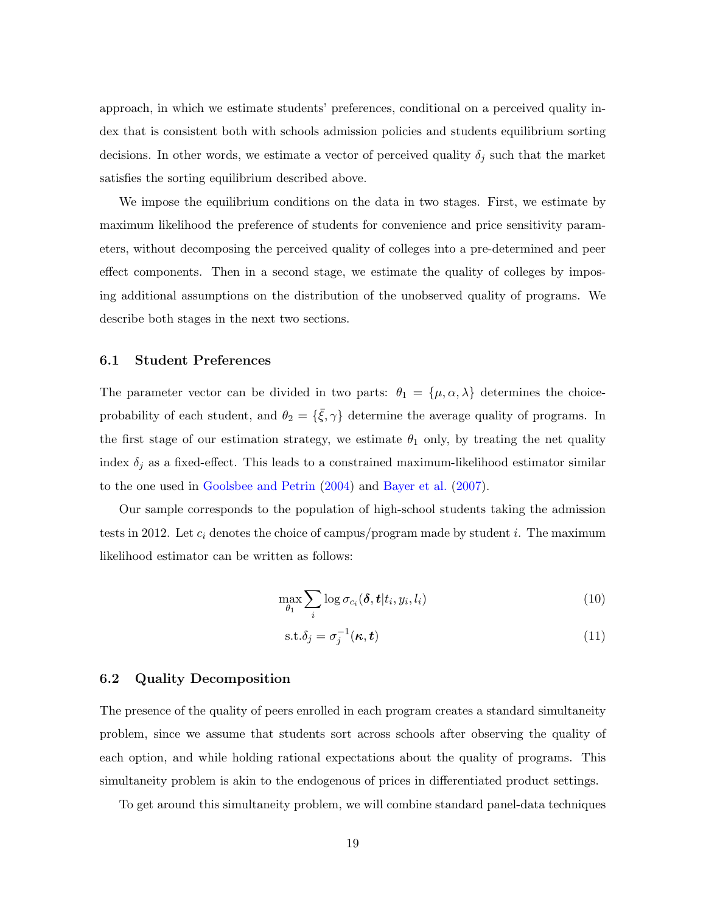approach, in which we estimate students' preferences, conditional on a perceived quality index that is consistent both with schools admission policies and students equilibrium sorting decisions. In other words, we estimate a vector of perceived quality $\delta_j$ such that the market satisfies the sorting equilibrium described above.

We impose the equilibrium conditions on the data in two stages. First, we estimate by maximum likelihood the preference of students for convenience and price sensitivity parameters, without decomposing the perceived quality of colleges into a pre-determined and peer effect components. Then in a second stage, we estimate the quality of colleges by imposing additional assumptions on the distribution of the unobserved quality of programs. We describe both stages in the next two sections.

### 6.1 Student Preferences

The parameter vector can be divided in two parts: $\theta_1 = \{\mu, \alpha, \lambda\}$ determines the choice-probability of each student, and $\theta_2 = \{\bar{\xi}, \gamma\}$ determine the average quality of programs. In the first stage of our estimation strategy, we estimate $\theta_1$ only, by treating the net quality index $\delta_j$ as a fixed-effect. This leads to a constrained maximum-likelihood estimator similar to the one used in Goolsbee and Petrin (2004) and Bayer et al. (2007).

Our sample corresponds to the population of high-school students taking the admission tests in 2012. Let $c_i$ denotes the choice of campus/program made by student $i$. The maximum likelihood estimator can be written as follows:

$$\max_{\theta_1} \sum_i \log \sigma_{c_i}(\boldsymbol{\delta}, \boldsymbol{t} | t_i, y_i, l_i) \tag{10}$$

$$\text{s.t.} \delta_j = \sigma_j^{-1}(\boldsymbol{\kappa}, \boldsymbol{t}) \tag{11}$$

### 6.2 Quality Decomposition

The presence of the quality of peers enrolled in each program creates a standard simultaneity problem, since we assume that students sort across schools after observing the quality of each option, and while holding rational expectations about the quality of programs. This simultaneity problem is akin to the endogenous of prices in differentiated product settings.

To get around this simultaneity problem, we will combine standard panel-data techniques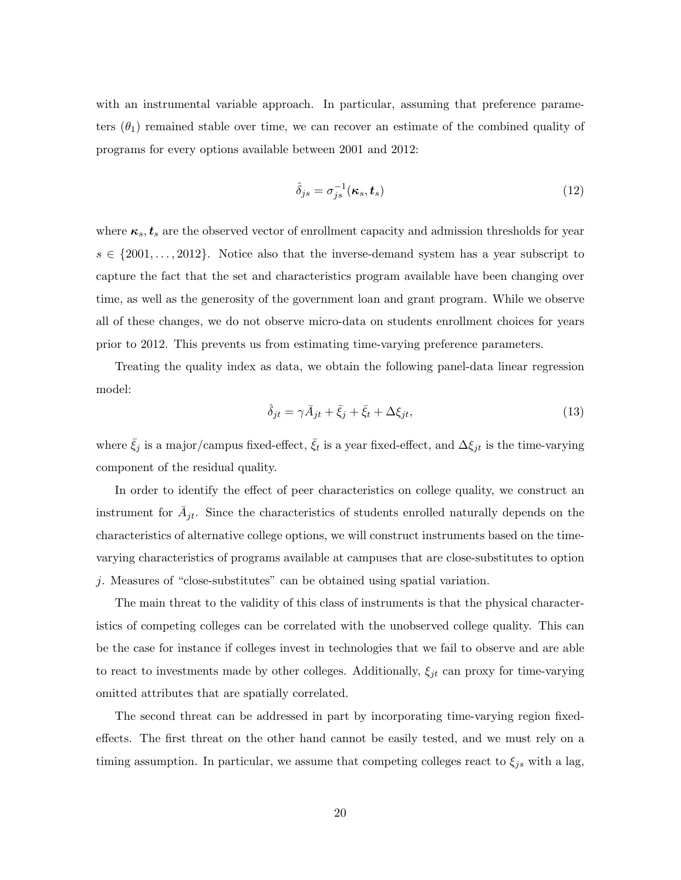with an instrumental variable approach. In particular, assuming that preference parameters ($\theta_1$) remained stable over time, we can recover an estimate of the combined quality of programs for every options available between 2001 and 2012:

$$\hat{\delta}_{js} = \sigma_{js}^{-1}(\boldsymbol{\kappa}_s, \boldsymbol{t}_s) \tag{12}$$

where $\boldsymbol{\kappa}_s, \boldsymbol{t}_s$ are the observed vector of enrollment capacity and admission thresholds for year $s \in \{2001, \dots, 2012\}$. Notice also that the inverse-demand system has a year subscript to capture the fact that the set and characteristics program available have been changing over time, as well as the generosity of the government loan and grant program. While we observe all of these changes, we do not observe micro-data on students enrollment choices for years prior to 2012. This prevents us from estimating time-varying preference parameters.

Treating the quality index as data, we obtain the following panel-data linear regression model:

$$\hat{\delta}_{jt} = \gamma \bar{A}_{jt} + \bar{\xi}_j + \bar{\xi}_t + \Delta\xi_{jt}, \tag{13}$$

where $\bar{\xi}_j$ is a major/campus fixed-effect, $\bar{\xi}_t$ is a year fixed-effect, and $\Delta\xi_{jt}$ is the time-varying component of the residual quality.

In order to identify the effect of peer characteristics on college quality, we construct an instrument for $\bar{A}_{jt}$. Since the characteristics of students enrolled naturally depends on the characteristics of alternative college options, we will construct instruments based on the time-varying characteristics of programs available at campuses that are close-substitutes to option $j$. Measures of "close-substitutes" can be obtained using spatial variation.

The main threat to the validity of this class of instruments is that the physical characteristics of competing colleges can be correlated with the unobserved college quality. This can be the case for instance if colleges invest in technologies that we fail to observe and are able to react to investments made by other colleges. Additionally, $\xi_{jt}$ can proxy for time-varying omitted attributes that are spatially correlated.

The second threat can be addressed in part by incorporating time-varying region fixed-effects. The first threat on the other hand cannot be easily tested, and we must rely on a timing assumption. In particular, we assume that competing colleges react to $\xi_{js}$ with a lag,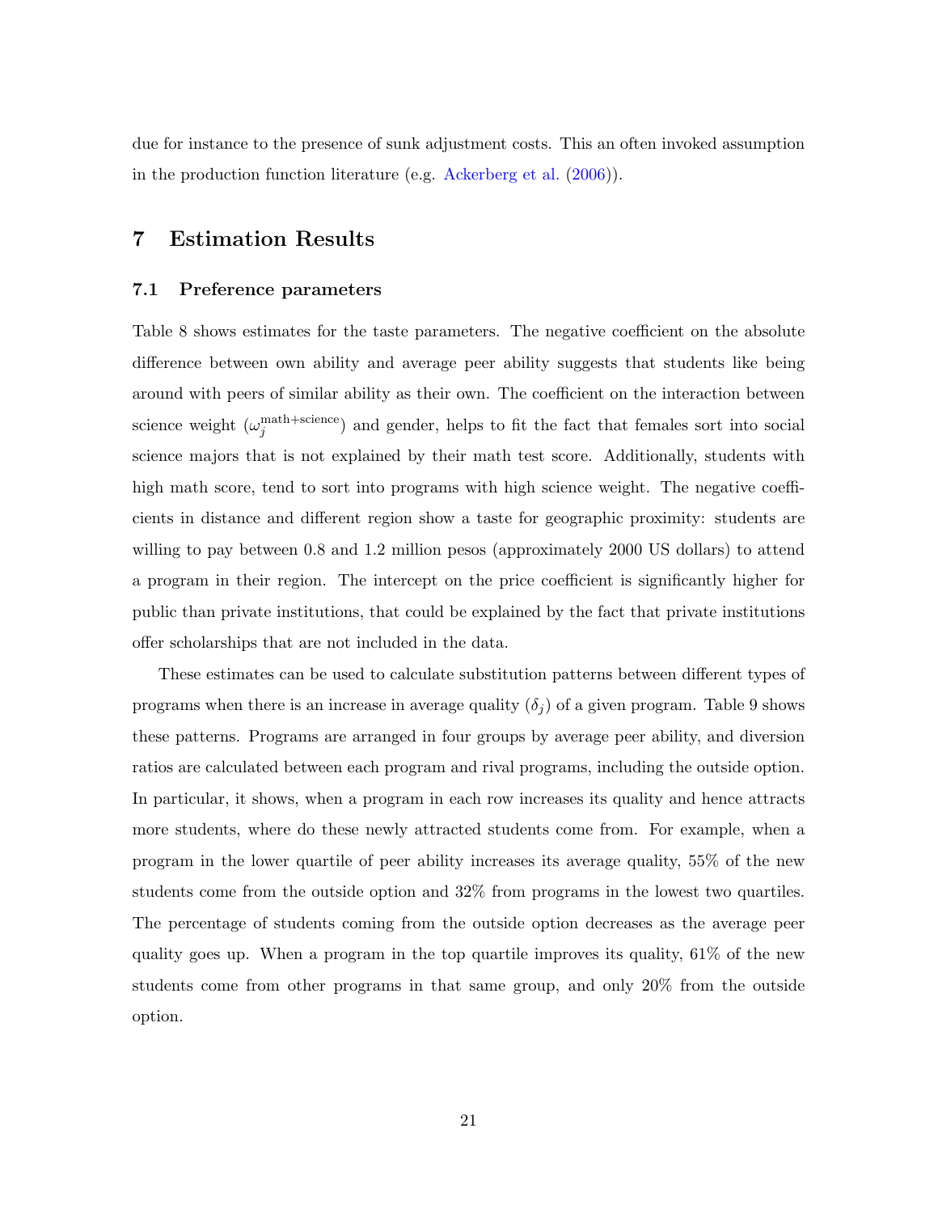due for instance to the presence of sunk adjustment costs. This an often invoked assumption in the production function literature (e.g. Ackerberg et al. (2006)).

## 7 Estimation Results

### 7.1 Preference parameters

Table 8 shows estimates for the taste parameters. The negative coefficient on the absolute difference between own ability and average peer ability suggests that students like being around with peers of similar ability as their own. The coefficient on the interaction between science weight ($\omega_j^{\text{math+science}}$) and gender, helps to fit the fact that females sort into social science majors that is not explained by their math test score. Additionally, students with high math score, tend to sort into programs with high science weight. The negative coefficients in distance and different region show a taste for geographic proximity: students are willing to pay between 0.8 and 1.2 million pesos (approximately 2000 US dollars) to attend a program in their region. The intercept on the price coefficient is significantly higher for public than private institutions, that could be explained by the fact that private institutions offer scholarships that are not included in the data.

These estimates can be used to calculate substitution patterns between different types of programs when there is an increase in average quality ($\delta_j$) of a given program. Table 9 shows these patterns. Programs are arranged in four groups by average peer ability, and diversion ratios are calculated between each program and rival programs, including the outside option. In particular, it shows, when a program in each row increases its quality and hence attracts more students, where do these newly attracted students come from. For example, when a program in the lower quartile of peer ability increases its average quality, 55% of the new students come from the outside option and 32% from programs in the lowest two quartiles. The percentage of students coming from the outside option decreases as the average peer quality goes up. When a program in the top quartile improves its quality, 61% of the new students come from other programs in that same group, and only 20% from the outside option.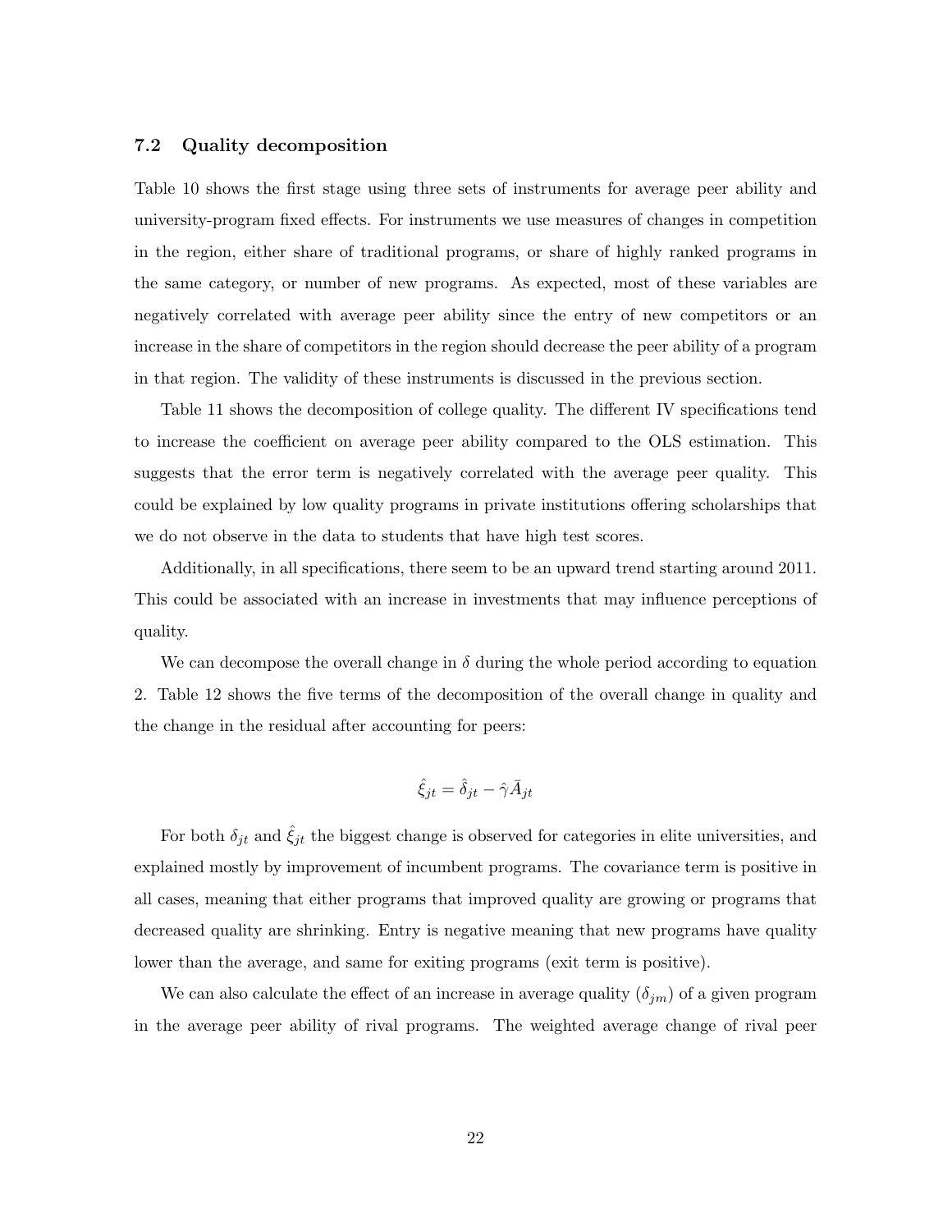### 7.2 Quality decomposition

Table 10 shows the first stage using three sets of instruments for average peer ability and university-program fixed effects. For instruments we use measures of changes in competition in the region, either share of traditional programs, or share of highly ranked programs in the same category, or number of new programs. As expected, most of these variables are negatively correlated with average peer ability since the entry of new competitors or an increase in the share of competitors in the region should decrease the peer ability of a program in that region. The validity of these instruments is discussed in the previous section.

Table 11 shows the decomposition of college quality. The different IV specifications tend to increase the coefficient on average peer ability compared to the OLS estimation. This suggests that the error term is negatively correlated with the average peer quality. This could be explained by low quality programs in private institutions offering scholarships that we do not observe in the data to students that have high test scores.

Additionally, in all specifications, there seem to be an upward trend starting around 2011. This could be associated with an increase in investments that may influence perceptions of quality.

We can decompose the overall change in $\delta$ during the whole period according to equation 2. Table 12 shows the five terms of the decomposition of the overall change in quality and the change in the residual after accounting for peers:

$$\hat{\xi}_{jt} = \hat{\delta}_{jt} - \hat{\gamma}\bar{A}_{jt}$$

For both $\delta_{jt}$ and $\hat{\xi}_{jt}$ the biggest change is observed for categories in elite universities, and explained mostly by improvement of incumbent programs. The covariance term is positive in all cases, meaning that either programs that improved quality are growing or programs that decreased quality are shrinking. Entry is negative meaning that new programs have quality lower than the average, and same for exiting programs (exit term is positive).

We can also calculate the effect of an increase in average quality ($\delta_{jm}$) of a given program in the average peer ability of rival programs. The weighted average change of rival peer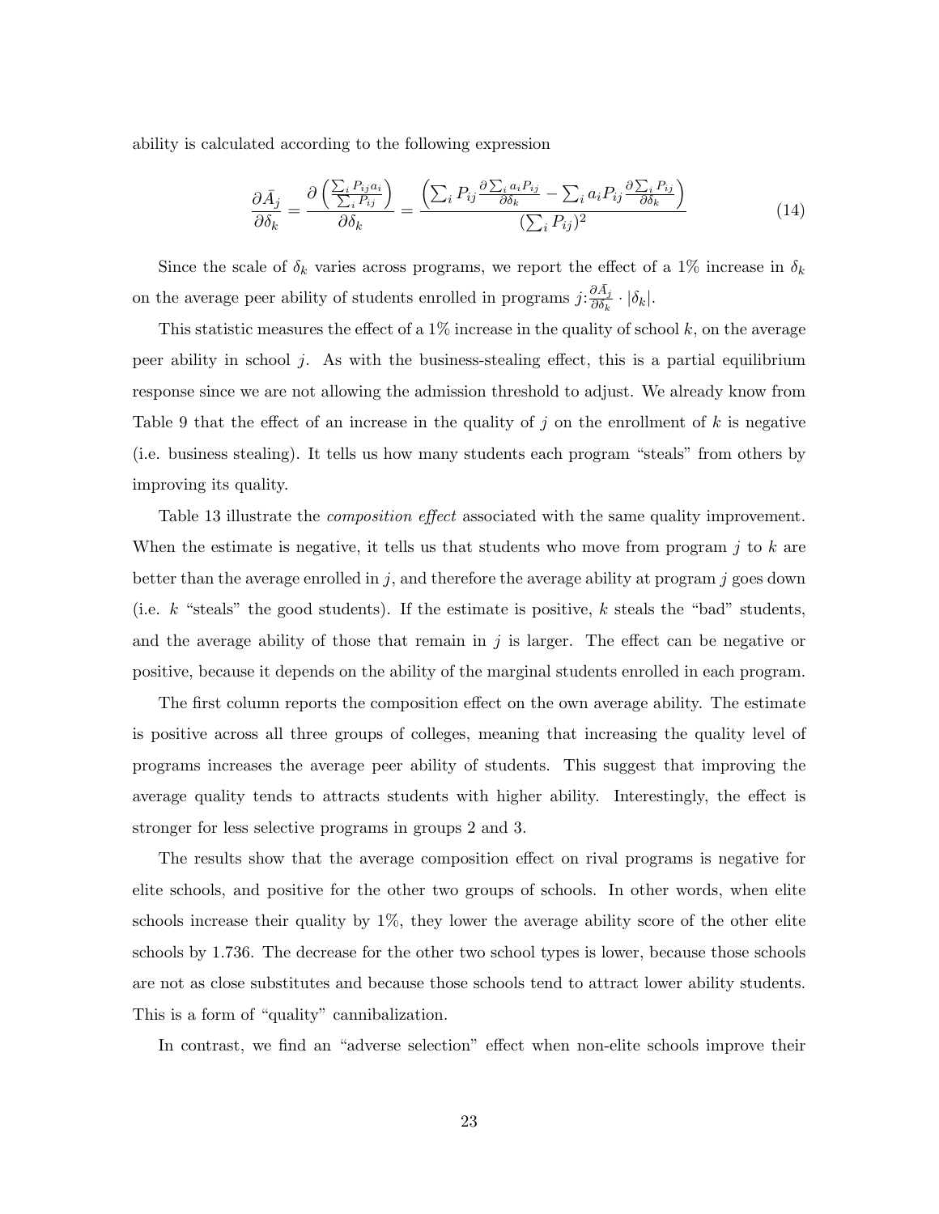ability is calculated according to the following expression

$$\frac{\partial \bar{A}_j}{\partial \delta_k} = \frac{\partial \left( \frac{\sum_i P_{ij} a_i}{\sum_i P_{ij}} \right)}{\partial \delta_k} = \frac{\left( \sum_i P_{ij} \frac{\partial \sum_i a_i P_{ij}}{\partial \delta_k} - \sum_i a_i P_{ij} \frac{\partial \sum_i P_{ij}}{\partial \delta_k} \right)}{(\sum_i P_{ij})^2} \tag{14}$$

Since the scale of $\delta_k$ varies across programs, we report the effect of a 1% increase in $\delta_k$ on the average peer ability of students enrolled in programs $j$: $\frac{\partial \bar{A}_j}{\partial \delta_k} \cdot |\delta_k|$.

This statistic measures the effect of a 1% increase in the quality of school $k$, on the average peer ability in school $j$. As with the business-stealing effect, this is a partial equilibrium response since we are not allowing the admission threshold to adjust. We already know from Table 9 that the effect of an increase in the quality of $j$ on the enrollment of $k$ is negative (i.e. business stealing). It tells us how many students each program "steals" from others by improving its quality.

Table 13 illustrate the *composition effect* associated with the same quality improvement. When the estimate is negative, it tells us that students who move from program $j$ to $k$ are better than the average enrolled in $j$, and therefore the average ability at program $j$ goes down (i.e. $k$ "steals" the good students). If the estimate is positive, $k$ steals the "bad" students, and the average ability of those that remain in $j$ is larger. The effect can be negative or positive, because it depends on the ability of the marginal students enrolled in each program.

The first column reports the composition effect on the own average ability. The estimate is positive across all three groups of colleges, meaning that increasing the quality level of programs increases the average peer ability of students. This suggest that improving the average quality tends to attracts students with higher ability. Interestingly, the effect is stronger for less selective programs in groups 2 and 3.

The results show that the average composition effect on rival programs is negative for elite schools, and positive for the other two groups of schools. In other words, when elite schools increase their quality by 1%, they lower the average ability score of the other elite schools by 1.736. The decrease for the other two school types is lower, because those schools are not as close substitutes and because those schools tend to attract lower ability students. This is a form of "quality" cannibalization.

In contrast, we find an "adverse selection" effect when non-elite schools improve their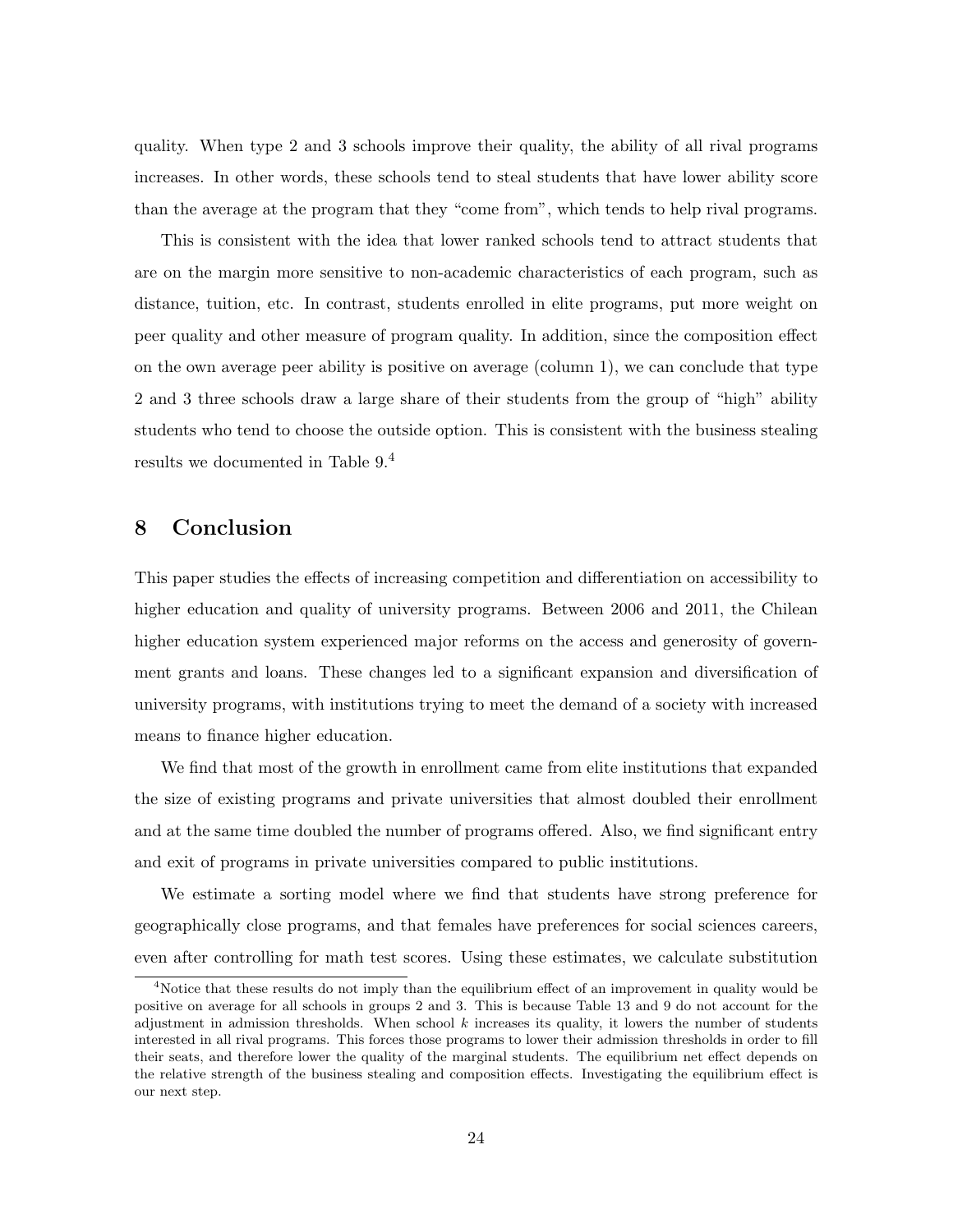quality. When type 2 and 3 schools improve their quality, the ability of all rival programs increases. In other words, these schools tend to steal students that have lower ability score than the average at the program that they "come from", which tends to help rival programs.

This is consistent with the idea that lower ranked schools tend to attract students that are on the margin more sensitive to non-academic characteristics of each program, such as distance, tuition, etc. In contrast, students enrolled in elite programs, put more weight on peer quality and other measure of program quality. In addition, since the composition effect on the own average peer ability is positive on average (column 1), we can conclude that type 2 and 3 three schools draw a large share of their students from the group of "high" ability students who tend to choose the outside option. This is consistent with the business stealing results we documented in Table 9.[4]

# 8 Conclusion

This paper studies the effects of increasing competition and differentiation on accessibility to higher education and quality of university programs. Between 2006 and 2011, the Chilean higher education system experienced major reforms on the access and generosity of government grants and loans. These changes led to a significant expansion and diversification of university programs, with institutions trying to meet the demand of a society with increased means to finance higher education.

We find that most of the growth in enrollment came from elite institutions that expanded the size of existing programs and private universities that almost doubled their enrollment and at the same time doubled the number of programs offered. Also, we find significant entry and exit of programs in private universities compared to public institutions.

We estimate a sorting model where we find that students have strong preference for geographically close programs, and that females have preferences for social sciences careers, even after controlling for math test scores. Using these estimates, we calculate substitution

[4] Notice that these results do not imply than the equilibrium effect of an improvement in quality would be positive on average for all schools in groups 2 and 3. This is because Table 13 and 9 do not account for the adjustment in admission thresholds. When school $k$ increases its quality, it lowers the number of students interested in all rival programs. This forces those programs to lower their admission thresholds in order to fill their seats, and therefore lower the quality of the marginal students. The equilibrium net effect depends on the relative strength of the business stealing and composition effects. Investigating the equilibrium effect is our next step.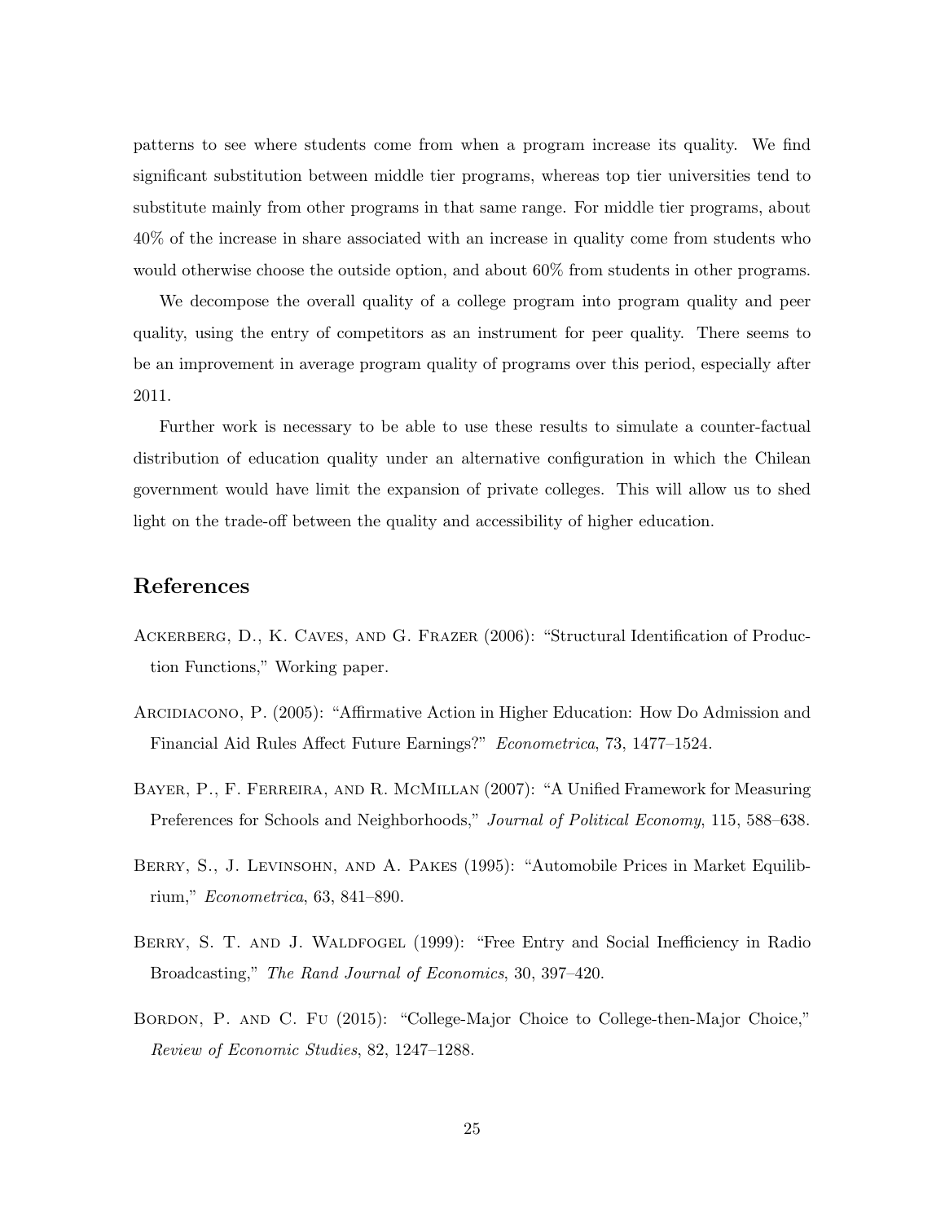patterns to see where students come from when a program increase its quality. We find significant substitution between middle tier programs, whereas top tier universities tend to substitute mainly from other programs in that same range. For middle tier programs, about 40% of the increase in share associated with an increase in quality come from students who would otherwise choose the outside option, and about 60% from students in other programs.

We decompose the overall quality of a college program into program quality and peer quality, using the entry of competitors as an instrument for peer quality. There seems to be an improvement in average program quality of programs over this period, especially after 2011.

Further work is necessary to be able to use these results to simulate a counter-factual distribution of education quality under an alternative configuration in which the Chilean government would have limit the expansion of private colleges. This will allow us to shed light on the trade-off between the quality and accessibility of higher education.

## References

Ackerberg, D., K. Caves, and G. Frazer (2006): "Structural Identification of Production Functions," Working paper.

Arcidiacono, P. (2005): "Affirmative Action in Higher Education: How Do Admission and Financial Aid Rules Affect Future Earnings?" *Econometrica*, 73, 1477–1524.

Bayer, P., F. Ferreira, and R. McMillan (2007): "A Unified Framework for Measuring Preferences for Schools and Neighborhoods," *Journal of Political Economy*, 115, 588–638.

Berry, S., J. Levinsohn, and A. Pakes (1995): "Automobile Prices in Market Equilibrium," *Econometrica*, 63, 841–890.

Berry, S. T. and J. Waldfogel (1999): "Free Entry and Social Inefficiency in Radio Broadcasting," *The Rand Journal of Economics*, 30, 397–420.

Bordon, P. and C. Fu (2015): "College-Major Choice to College-then-Major Choice," *Review of Economic Studies*, 82, 1247–1288.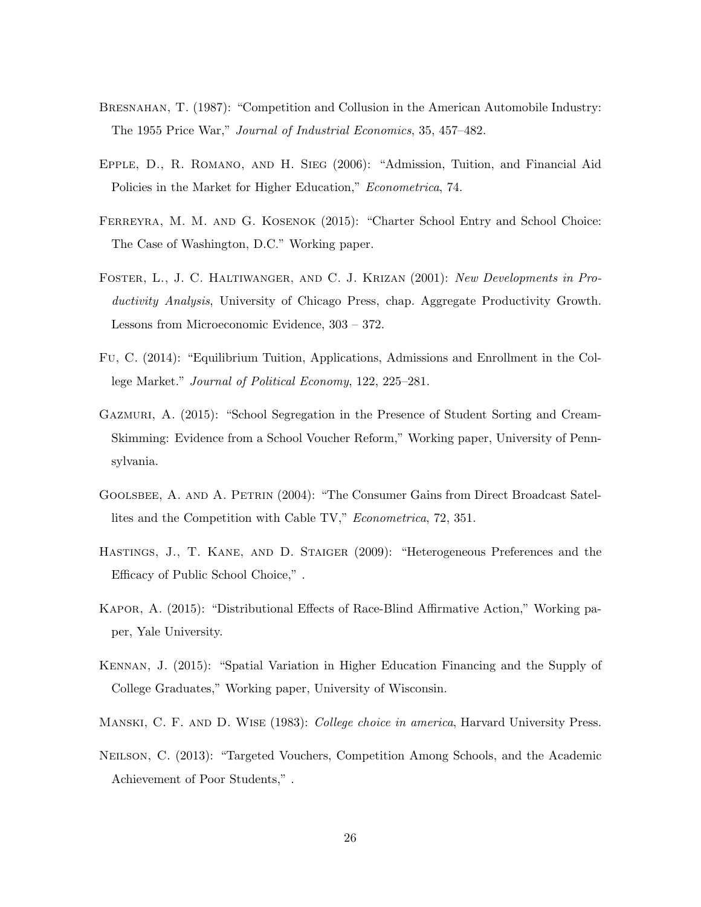Bresnahan, T. (1987): "Competition and Collusion in the American Automobile Industry: The 1955 Price War," *Journal of Industrial Economics*, 35, 457–482.

Epple, D., R. Romano, and H. Sieg (2006): "Admission, Tuition, and Financial Aid Policies in the Market for Higher Education," *Econometrica*, 74.

Ferreyra, M. M. and G. Kosenok (2015): "Charter School Entry and School Choice: The Case of Washington, D.C." Working paper.

Foster, L., J. C. Haltiwanger, and C. J. Krizan (2001): *New Developments in Productivity Analysis*, University of Chicago Press, chap. Aggregate Productivity Growth. Lessons from Microeconomic Evidence, 303 – 372.

Fu, C. (2014): "Equilibrium Tuition, Applications, Admissions and Enrollment in the College Market." *Journal of Political Economy*, 122, 225–281.

Gazmuri, A. (2015): "School Segregation in the Presence of Student Sorting and Cream-Skimming: Evidence from a School Voucher Reform," Working paper, University of Pennsylvania.

Goolsbee, A. and A. Petrin (2004): "The Consumer Gains from Direct Broadcast Satellites and the Competition with Cable TV," *Econometrica*, 72, 351.

Hastings, J., T. Kane, and D. Staiger (2009): "Heterogeneous Preferences and the Efficacy of Public School Choice," .

Kapor, A. (2015): "Distributional Effects of Race-Blind Affirmative Action," Working paper, Yale University.

Kennan, J. (2015): "Spatial Variation in Higher Education Financing and the Supply of College Graduates," Working paper, University of Wisconsin.

Manski, C. F. and D. Wise (1983): *College choice in america*, Harvard University Press.

Neilson, C. (2013): "Targeted Vouchers, Competition Among Schools, and the Academic Achievement of Poor Students," .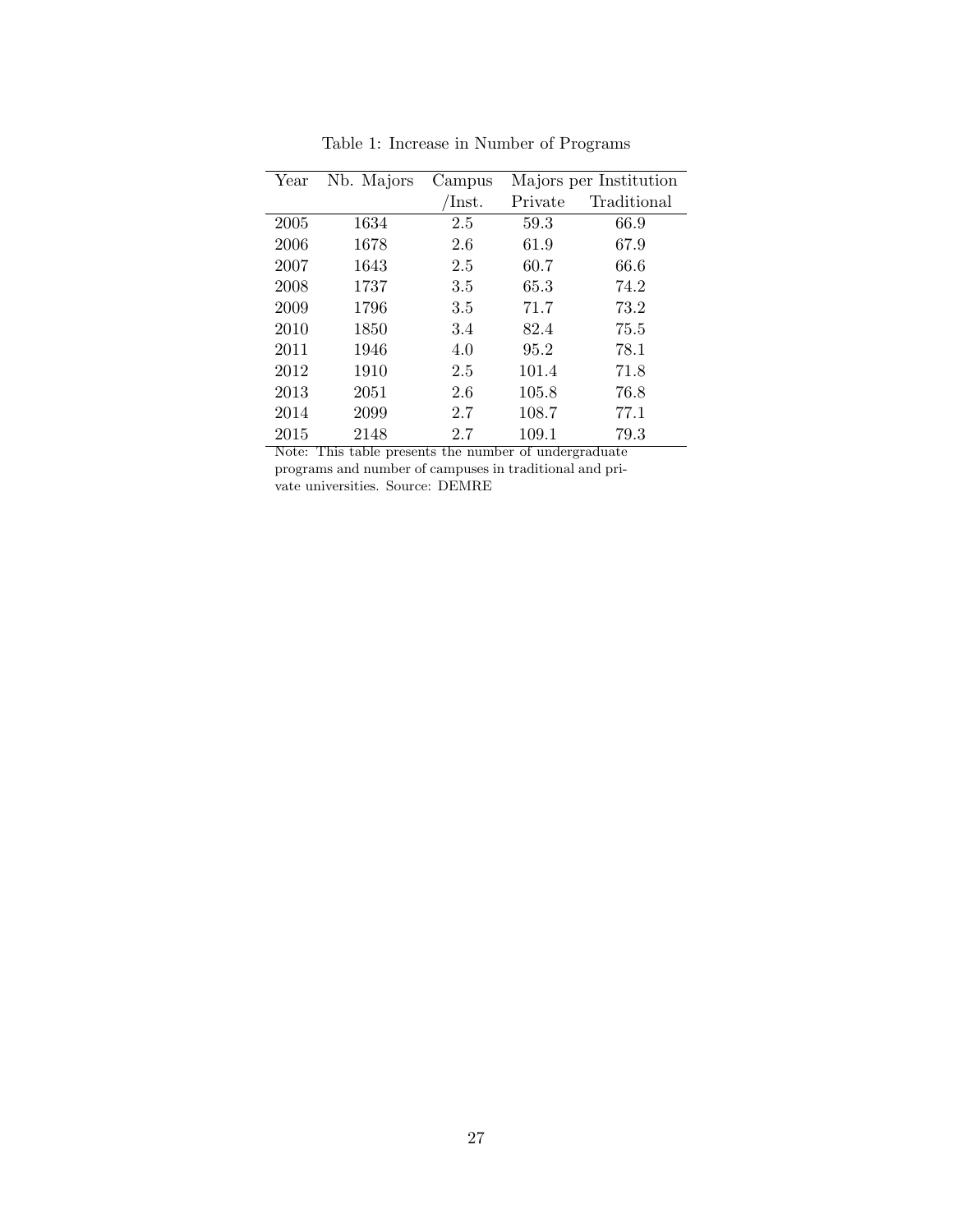Table 1: Increase in Number of Programs

| Year | Nb. Majors | Campus /Inst. | Majors per Institution | |
|---|---|---|---|---|
| | | | Private | Traditional |
| 2005 | 1634 | 2.5 | 59.3 | 66.9 |
| 2006 | 1678 | 2.6 | 61.9 | 67.9 |
| 2007 | 1643 | 2.5 | 60.7 | 66.6 |
| 2008 | 1737 | 3.5 | 65.3 | 74.2 |
| 2009 | 1796 | 3.5 | 71.7 | 73.2 |
| 2010 | 1850 | 3.4 | 82.4 | 75.5 |
| 2011 | 1946 | 4.0 | 95.2 | 78.1 |
| 2012 | 1910 | 2.5 | 101.4 | 71.8 |
| 2013 | 2051 | 2.6 | 105.8 | 76.8 |
| 2014 | 2099 | 2.7 | 108.7 | 77.1 |
| 2015 | 2148 | 2.7 | 109.1 | 79.3 |

Note: This table presents the number of undergraduate programs and number of campuses in traditional and private universities. Source: DEMRE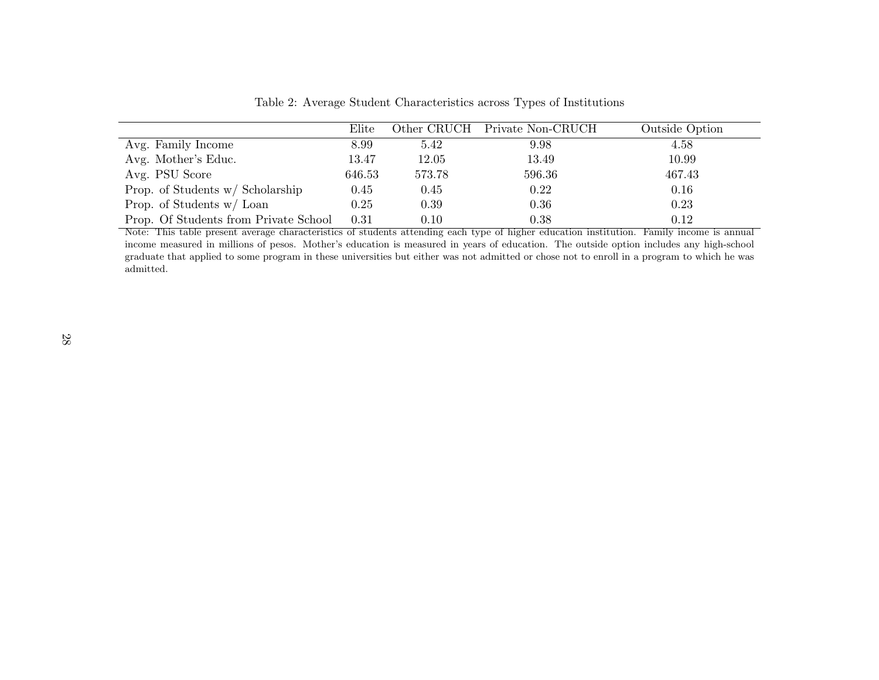Table 2: Average Student Characteristics across Types of Institutions

| | Elite | Other CRUCH | Private Non-CRUCH | Outside Option |
|---|---|---|---|---|
| Avg. Family Income | 8.99 | 5.42 | 9.98 | 4.58 |
| Avg. Mother's Educ. | 13.47 | 12.05 | 13.49 | 10.99 |
| Avg. PSU Score | 646.53 | 573.78 | 596.36 | 467.43 |
| Prop. of Students w/ Scholarship | 0.45 | 0.45 | 0.22 | 0.16 |
| Prop. of Students w/ Loan | 0.25 | 0.39 | 0.36 | 0.23 |
| Prop. Of Students from Private School | 0.31 | 0.10 | 0.38 | 0.12 |

Note: This table present average characteristics of students attending each type of higher education institution. Family income is annual income measured in millions of pesos. Mother's education is measured in years of education. The outside option includes any high-school graduate that applied to some program in these universities but either was not admitted or chose not to enroll in a program to which he was admitted.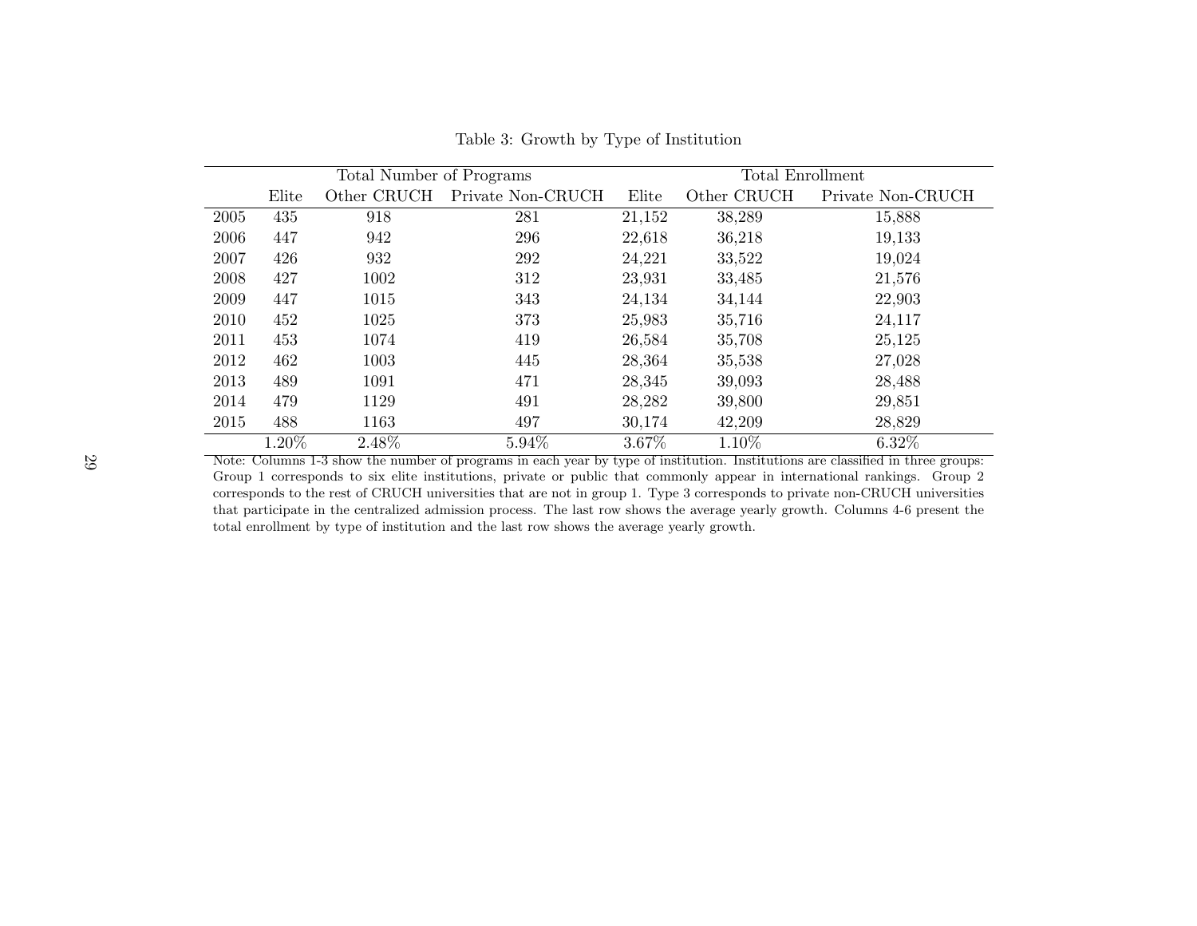Table 3: Growth by Type of Institution

| | Total Number of Programs | | | Total Enrollment | | |
|---|---|---|---|---|---|---|
| | Elite | Other CRUCH | Private Non-CRUCH | Elite | Other CRUCH | Private Non-CRUCH |
| 2005 | 435 | 918 | 281 | 21,152 | 38,289 | 15,888 |
| 2006 | 447 | 942 | 296 | 22,618 | 36,218 | 19,133 |
| 2007 | 426 | 932 | 292 | 24,221 | 33,522 | 19,024 |
| 2008 | 427 | 1002 | 312 | 23,931 | 33,485 | 21,576 |
| 2009 | 447 | 1015 | 343 | 24,134 | 34,144 | 22,903 |
| 2010 | 452 | 1025 | 373 | 25,983 | 35,716 | 24,117 |
| 2011 | 453 | 1074 | 419 | 26,584 | 35,708 | 25,125 |
| 2012 | 462 | 1003 | 445 | 28,364 | 35,538 | 27,028 |
| 2013 | 489 | 1091 | 471 | 28,345 | 39,093 | 28,488 |
| 2014 | 479 | 1129 | 491 | 28,282 | 39,800 | 29,851 |
| 2015 | 488 | 1163 | 497 | 30,174 | 42,209 | 28,829 |
| | 1.20% | 2.48% | 5.94% | 3.67% | 1.10% | 6.32% |

Note: Columns 1-3 show the number of programs in each year by type of institution. Institutions are classified in three groups: Group 1 corresponds to six elite institutions, private or public that commonly appear in international rankings. Group 2 corresponds to the rest of CRUCH universities that are not in group 1. Type 3 corresponds to private non-CRUCH universities that participate in the centralized admission process. The last row shows the average yearly growth. Columns 4-6 present the total enrollment by type of institution and the last row shows the average yearly growth.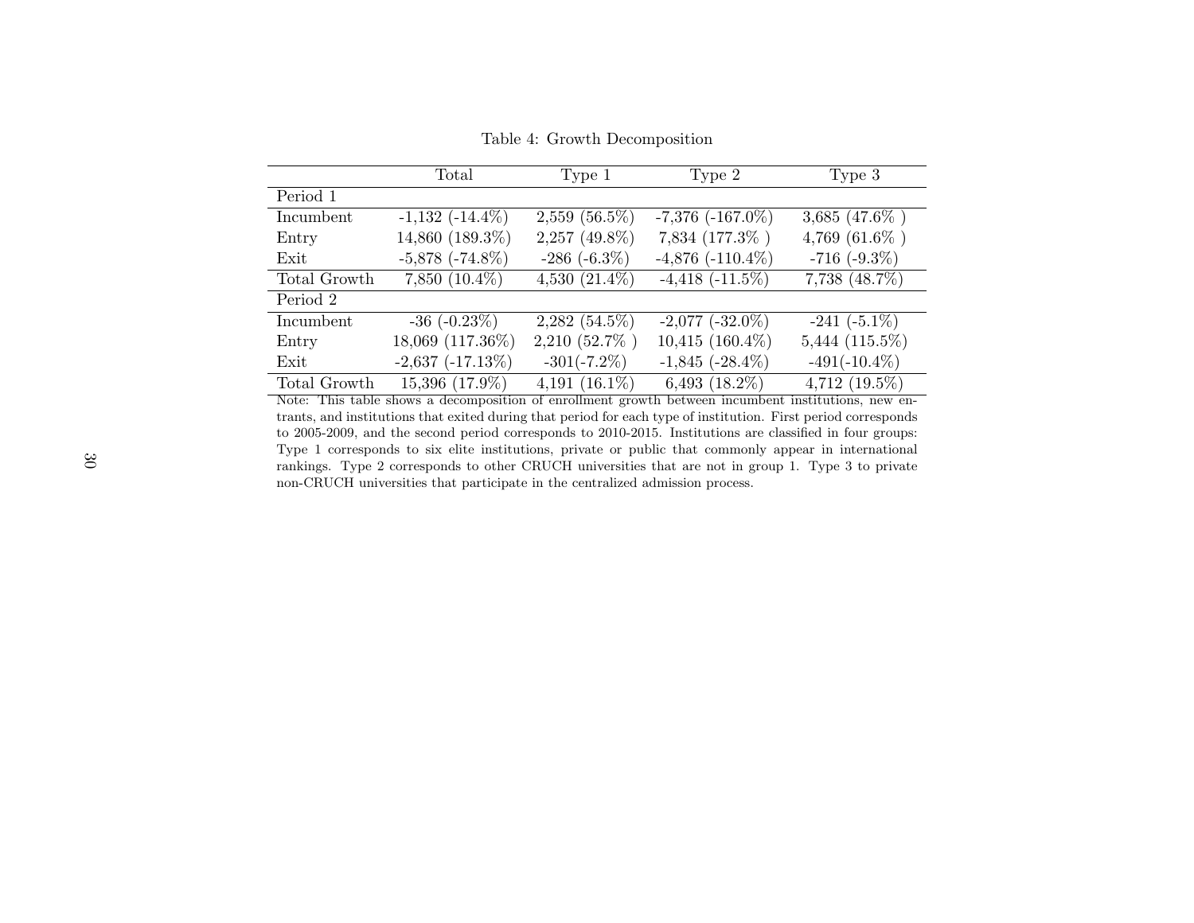Table 4: Growth Decomposition

| | Total | Type 1 | Type 2 | Type 3 |
|---|---|---|---|---|
| Period 1 | | | | |
| Incumbent | -1,132 (-14.4%) | 2,559 (56.5%) | -7,376 (-167.0%) | 3,685 (47.6% ) |
| Entry | 14,860 (189.3%) | 2,257 (49.8%) | 7,834 (177.3% ) | 4,769 (61.6% ) |
| Exit | -5,878 (-74.8%) | -286 (-6.3%) | -4,876 (-110.4%) | -716 (-9.3%) |
| Total Growth | 7,850 (10.4%) | 4,530 (21.4%) | -4,418 (-11.5%) | 7,738 (48.7%) |
| Period 2 | | | | |
| Incumbent | -36 (-0.23%) | 2,282 (54.5%) | -2,077 (-32.0%) | -241 (-5.1%) |
| Entry | 18,069 (117.36%) | 2,210 (52.7% ) | 10,415 (160.4%) | 5,444 (115.5%) |
| Exit | -2,637 (-17.13%) | -301(-7.2%) | -1,845 (-28.4%) | -491(-10.4%) |
| Total Growth | 15,396 (17.9%) | 4,191 (16.1%) | 6,493 (18.2%) | 4,712 (19.5%) |

Note: This table shows a decomposition of enrollment growth between incumbent institutions, new entrants, and institutions that exited during that period for each type of institution. First period corresponds to 2005-2009, and the second period corresponds to 2010-2015. Institutions are classified in four groups: Type 1 corresponds to six elite institutions, private or public that commonly appear in international rankings. Type 2 corresponds to other CRUCH universities that are not in group 1. Type 3 to private non-CRUCH universities that participate in the centralized admission process.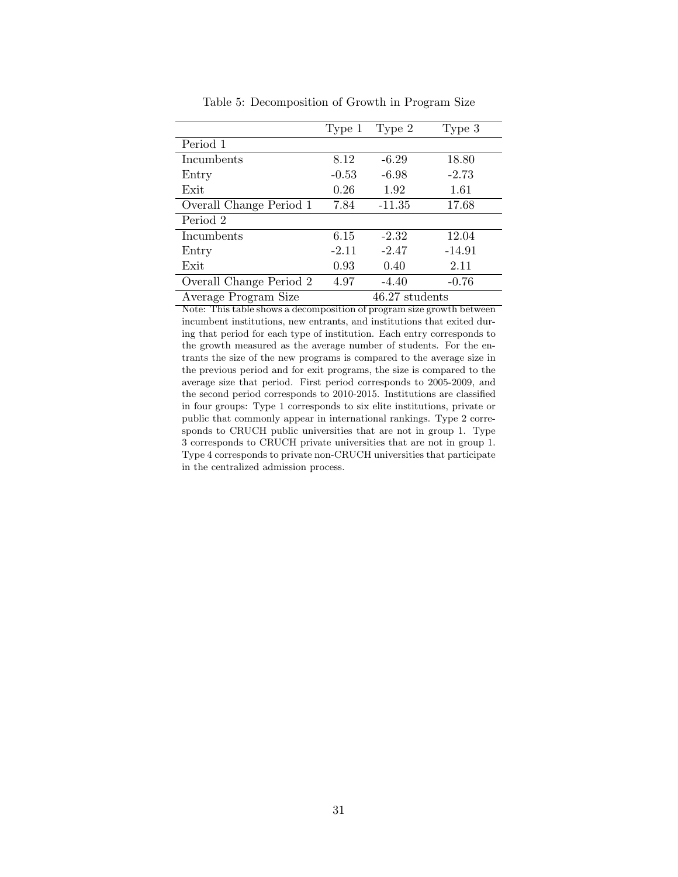Table 5: Decomposition of Growth in Program Size

| | Type 1 | Type 2 | Type 3 |
|---|---|---|---|
| Period 1 | | | |
| Incumbents | 8.12 | -6.29 | 18.80 |
| Entry | -0.53 | -6.98 | -2.73 |
| Exit | 0.26 | 1.92 | 1.61 |
| Overall Change Period 1 | 7.84 | -11.35 | 17.68 |
| Period 2 | | | |
| Incumbents | 6.15 | -2.32 | 12.04 |
| Entry | -2.11 | -2.47 | -14.91 |
| Exit | 0.93 | 0.40 | 2.11 |
| Overall Change Period 2 | 4.97 | -4.40 | -0.76 |
| Average Program Size | 46.27 students | | |

Note: This table shows a decomposition of program size growth between incumbent institutions, new entrants, and institutions that exited during that period for each type of institution. Each entry corresponds to the growth measured as the average number of students. For the entrants the size of the new programs is compared to the average size in the previous period and for exit programs, the size is compared to the average size that period. First period corresponds to 2005-2009, and the second period corresponds to 2010-2015. Institutions are classified in four groups: Type 1 corresponds to six elite institutions, private or public that commonly appear in international rankings. Type 2 corresponds to CRUCH public universities that are not in group 1. Type 3 corresponds to CRUCH private universities that are not in group 1. Type 4 corresponds to private non-CRUCH universities that participate in the centralized admission process.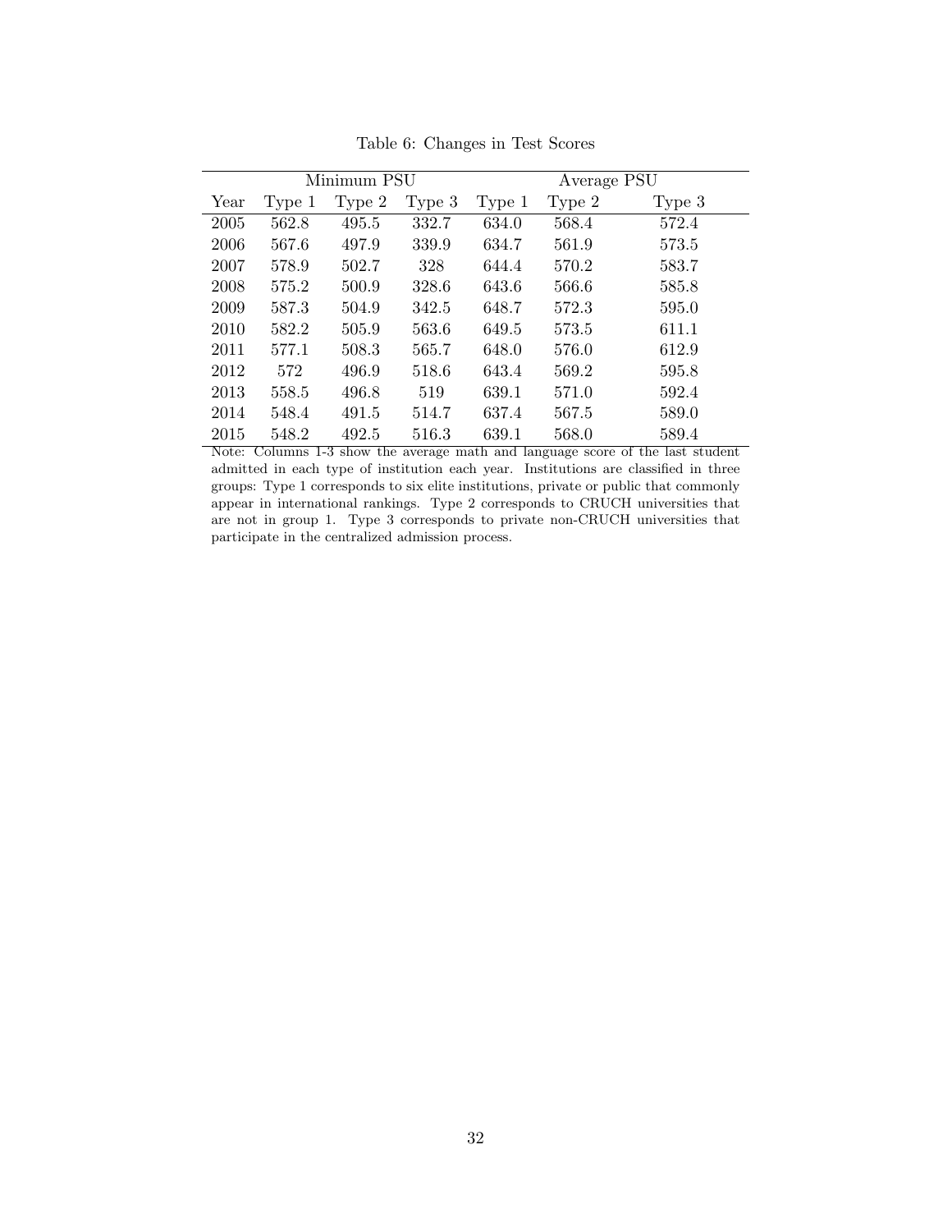Table 6: Changes in Test Scores

| | Minimum PSU | | | Average PSU | | |
|---|---|---|---|---|---|---|
| Year | Type 1 | Type 2 | Type 3 | Type 1 | Type 2 | Type 3 |
| 2005 | 562.8 | 495.5 | 332.7 | 634.0 | 568.4 | 572.4 |
| 2006 | 567.6 | 497.9 | 339.9 | 634.7 | 561.9 | 573.5 |
| 2007 | 578.9 | 502.7 | 328 | 644.4 | 570.2 | 583.7 |
| 2008 | 575.2 | 500.9 | 328.6 | 643.6 | 566.6 | 585.8 |
| 2009 | 587.3 | 504.9 | 342.5 | 648.7 | 572.3 | 595.0 |
| 2010 | 582.2 | 505.9 | 563.6 | 649.5 | 573.5 | 611.1 |
| 2011 | 577.1 | 508.3 | 565.7 | 648.0 | 576.0 | 612.9 |
| 2012 | 572 | 496.9 | 518.6 | 643.4 | 569.2 | 595.8 |
| 2013 | 558.5 | 496.8 | 519 | 639.1 | 571.0 | 592.4 |
| 2014 | 548.4 | 491.5 | 514.7 | 637.4 | 567.5 | 589.0 |
| 2015 | 548.2 | 492.5 | 516.3 | 639.1 | 568.0 | 589.4 |

Note: Columns 1-3 show the average math and language score of the last student admitted in each type of institution each year. Institutions are classified in three groups: Type 1 corresponds to six elite institutions, private or public that commonly appear in international rankings. Type 2 corresponds to CRUCH universities that are not in group 1. Type 3 corresponds to private non-CRUCH universities that participate in the centralized admission process.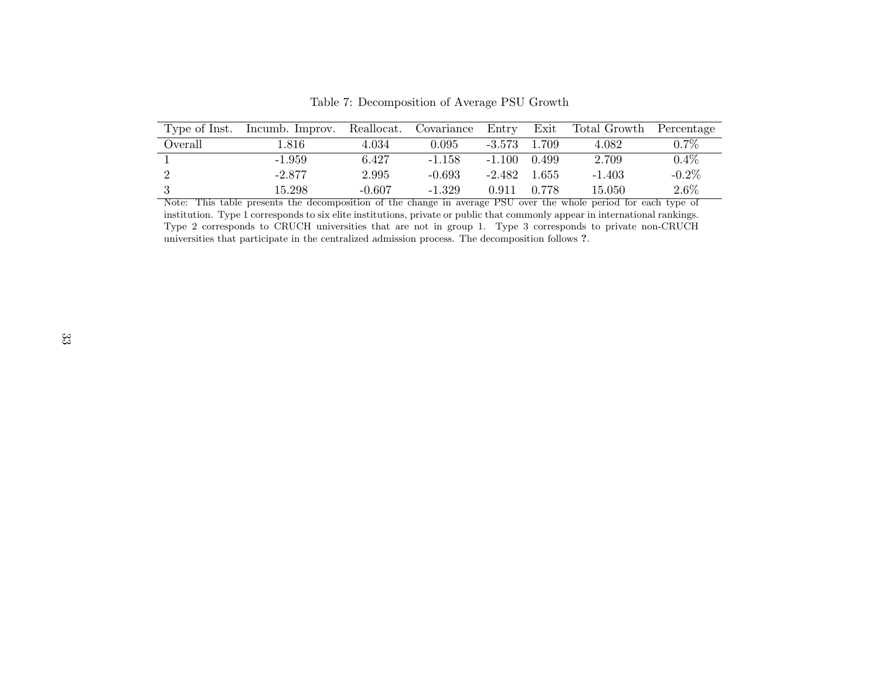Table 7: Decomposition of Average PSU Growth

| Type of Inst. | Incumb. Improv. | Reallocat. | Covariance | Entry | Exit | Total Growth | Percentage |
|---|---|---|---|---|---|---|---|
| Overall | 1.816 | 4.034 | 0.095 | -3.573 | 1.709 | 4.082 | 0.7% |
| 1 | -1.959 | 6.427 | -1.158 | -1.100 | 0.499 | 2.709 | 0.4% |
| 2 | -2.877 | 2.995 | -0.693 | -2.482 | 1.655 | -1.403 | -0.2% |
| 3 | 15.298 | -0.607 | -1.329 | 0.911 | 0.778 | 15.050 | 2.6% |

Note: This table presents the decomposition of the change in average PSU over the whole period for each type of institution. Type 1 corresponds to six elite institutions, private or public that commonly appear in international rankings. Type 2 corresponds to CRUCH universities that are not in group 1. Type 3 corresponds to private non-CRUCH universities that participate in the centralized admission process. The decomposition follows **?**.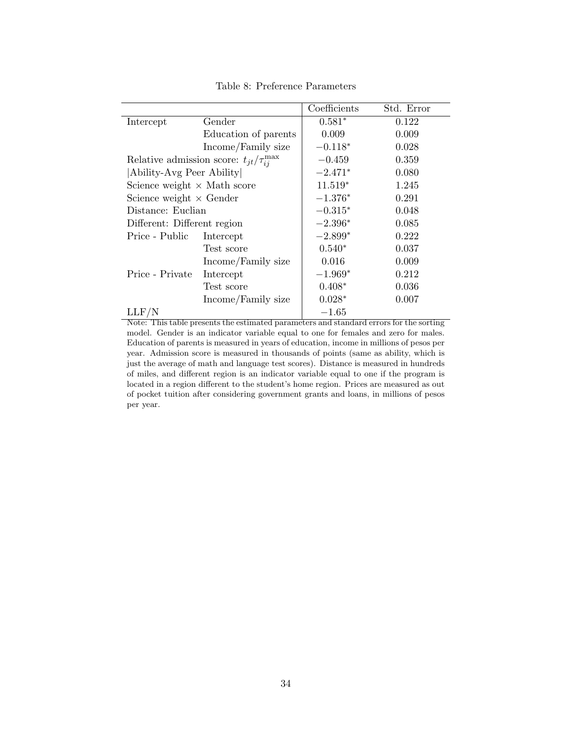Table 8: Preference Parameters

| | | Coefficients | Std. Error |
|---|---|---|---|
| Intercept | Gender | $0.581^{*}$ | 0.122 |
| | Education of parents | 0.009 | 0.009 |
| | Income/Family size | $-0.118^{*}$ | 0.028 |
| Relative admission score: $t_{jt}/\tau_{ij}^{\max}$ | | $-0.459$ | 0.359 |
| \|Ability-Avg Peer Ability\| | | $-2.471^{*}$ | 0.080 |
| Science weight $\times$ Math score | | $11.519^{*}$ | 1.245 |
| Science weight $\times$ Gender | | $-1.376^{*}$ | 0.291 |
| Distance: Euclian | | $-0.315^{*}$ | 0.048 |
| Different: Different region | | $-2.396^{*}$ | 0.085 |
| Price - Public | Intercept | $-2.899^{*}$ | 0.222 |
| | Test score | $0.540^{*}$ | 0.037 |
| | Income/Family size | 0.016 | 0.009 |
| Price - Private | Intercept | $-1.969^{*}$ | 0.212 |
| | Test score | $0.408^{*}$ | 0.036 |
| | Income/Family size | $0.028^{*}$ | 0.007 |
| LLF/N | | $-1.65$ | |

Note: This table presents the estimated parameters and standard errors for the sorting model. Gender is an indicator variable equal to one for females and zero for males. Education of parents is measured in years of education, income in millions of pesos per year. Admission score is measured in thousands of points (same as ability, which is just the average of math and language test scores). Distance is measured in hundreds of miles, and different region is an indicator variable equal to one if the program is located in a region different to the student's home region. Prices are measured as out of pocket tuition after considering government grants and loans, in millions of pesos per year.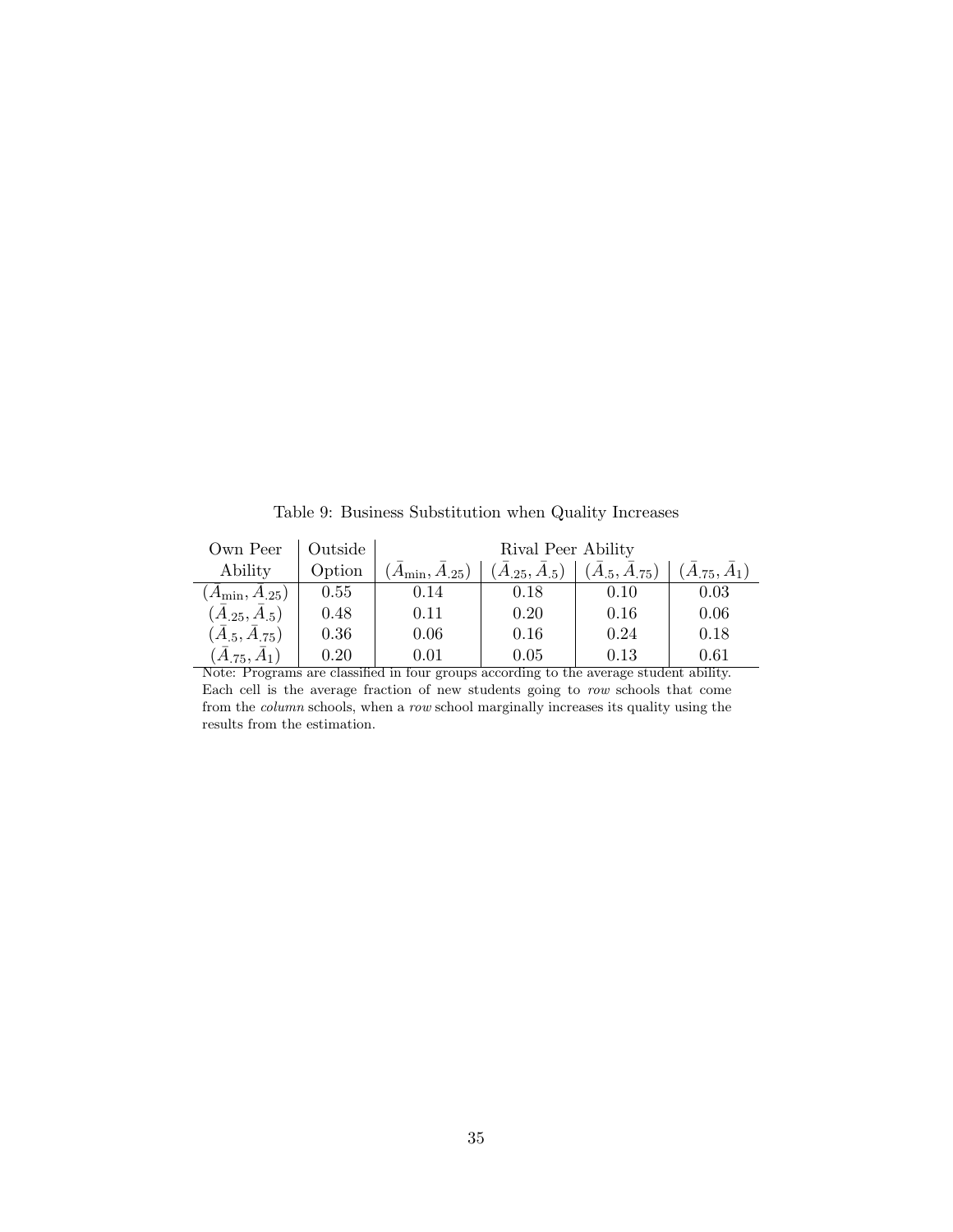Table 9: Business Substitution when Quality Increases

| Own Peer Ability | Outside Option | Rival Peer Ability | | | |
|---|---|---|---|---|---|
| | | $(\bar{A}_{\min}, \bar{A}_{.25})$ | $(\bar{A}_{.25}, \bar{A}_{.5})$ | $(\bar{A}_{.5}, \bar{A}_{.75})$ | $(\bar{A}_{.75}, \bar{A}_{1})$ |
| $(\bar{A}_{\min}, \bar{A}_{.25})$ | 0.55 | 0.14 | 0.18 | 0.10 | 0.03 |
| $(\bar{A}_{.25}, \bar{A}_{.5})$ | 0.48 | 0.11 | 0.20 | 0.16 | 0.06 |
| $(\bar{A}_{.5}, \bar{A}_{.75})$ | 0.36 | 0.06 | 0.16 | 0.24 | 0.18 |
| $(\bar{A}_{.75}, \bar{A}_{1})$ | 0.20 | 0.01 | 0.05 | 0.13 | 0.61 |

Note: Programs are classified in four groups according to the average student ability. Each cell is the average fraction of new students going to *row* schools that come from the *column* schools, when a *row* school marginally increases its quality using the results from the estimation.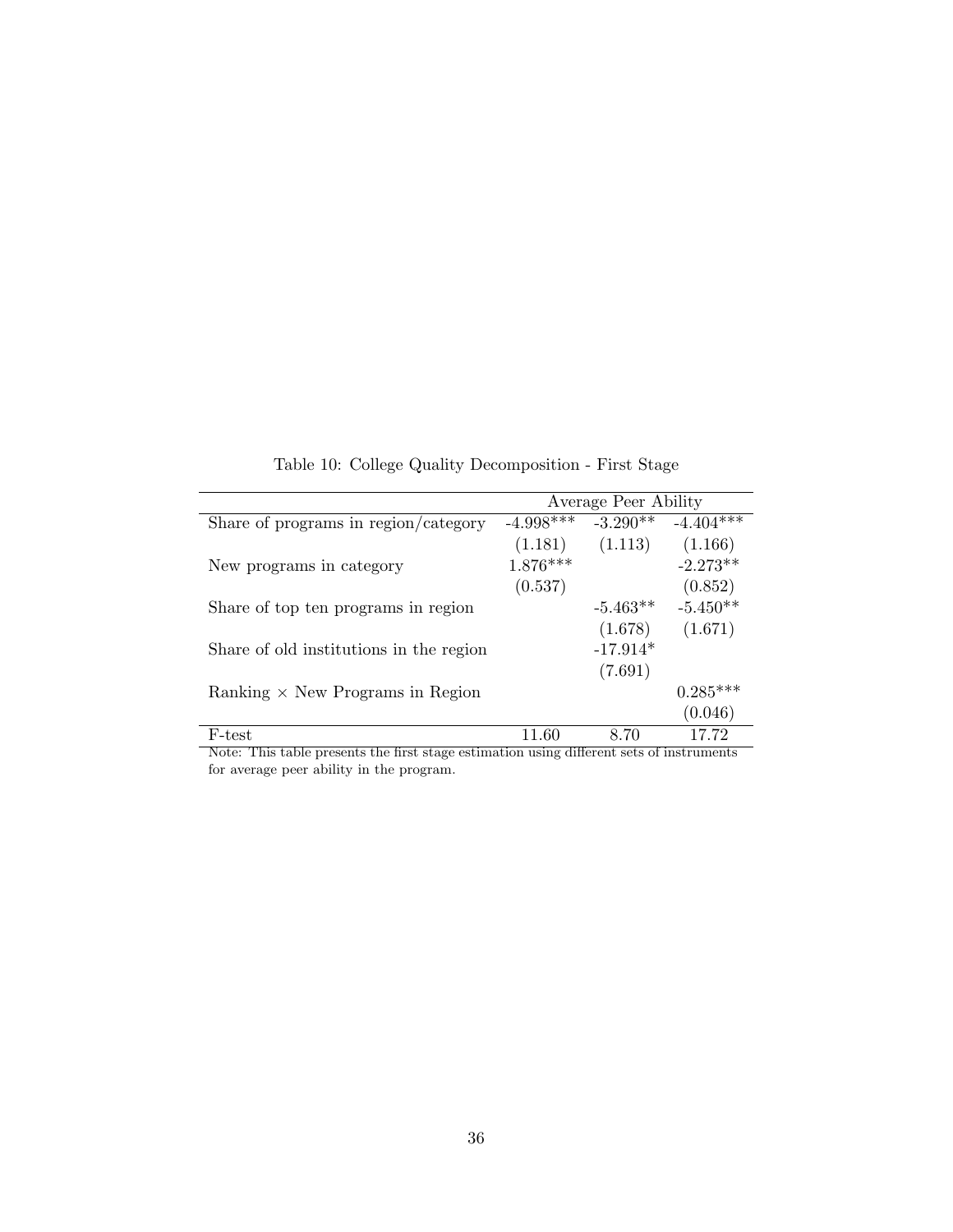Table 10: College Quality Decomposition - First Stage

| | Average Peer Ability | | |
|---|---|---|---|
| Share of programs in region/category | -4.998*** | -3.290** | -4.404*** |
| | (1.181) | (1.113) | (1.166) |
| New programs in category | 1.876*** | | -2.273** |
| | (0.537) | | (0.852) |
| Share of top ten programs in region | | -5.463** | -5.450** |
| | | (1.678) | (1.671) |
| Share of old institutions in the region | | -17.914* | |
| | | (7.691) | |
| Ranking × New Programs in Region | | | 0.285*** |
| | | | (0.046) |
| F-test | 11.60 | 8.70 | 17.72 |

Note: This table presents the first stage estimation using different sets of instruments for average peer ability in the program.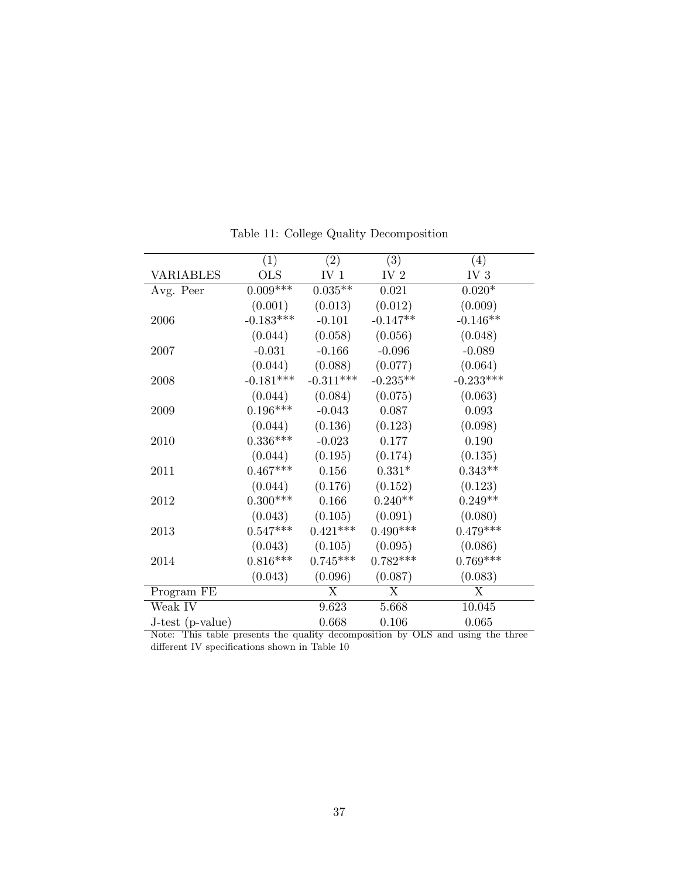Table 11: College Quality Decomposition

| | (1) | (2) | (3) | (4) |
|---|---|---|---|---|
| VARIABLES | OLS | IV 1 | IV 2 | IV 3 |
| Avg. Peer | 0.009*** | 0.035** | 0.021 | 0.020* |
| | (0.001) | (0.013) | (0.012) | (0.009) |
| 2006 | -0.183*** | -0.101 | -0.147** | -0.146** |
| | (0.044) | (0.058) | (0.056) | (0.048) |
| 2007 | -0.031 | -0.166 | -0.096 | -0.089 |
| | (0.044) | (0.088) | (0.077) | (0.064) |
| 2008 | -0.181*** | -0.311*** | -0.235** | -0.233*** |
| | (0.044) | (0.084) | (0.075) | (0.063) |
| 2009 | 0.196*** | -0.043 | 0.087 | 0.093 |
| | (0.044) | (0.136) | (0.123) | (0.098) |
| 2010 | 0.336*** | -0.023 | 0.177 | 0.190 |
| | (0.044) | (0.195) | (0.174) | (0.135) |
| 2011 | 0.467*** | 0.156 | 0.331* | 0.343** |
| | (0.044) | (0.176) | (0.152) | (0.123) |
| 2012 | 0.300*** | 0.166 | 0.240** | 0.249** |
| | (0.043) | (0.105) | (0.091) | (0.080) |
| 2013 | 0.547*** | 0.421*** | 0.490*** | 0.479*** |
| | (0.043) | (0.105) | (0.095) | (0.086) |
| 2014 | 0.816*** | 0.745*** | 0.782*** | 0.769*** |
| | (0.043) | (0.096) | (0.087) | (0.083) |
| Program FE | | X | X | X |
| Weak IV | | 9.623 | 5.668 | 10.045 |
| J-test (p-value) | | 0.668 | 0.106 | 0.065 |

Note: This table presents the quality decomposition by OLS and using the three different IV specifications shown in Table 10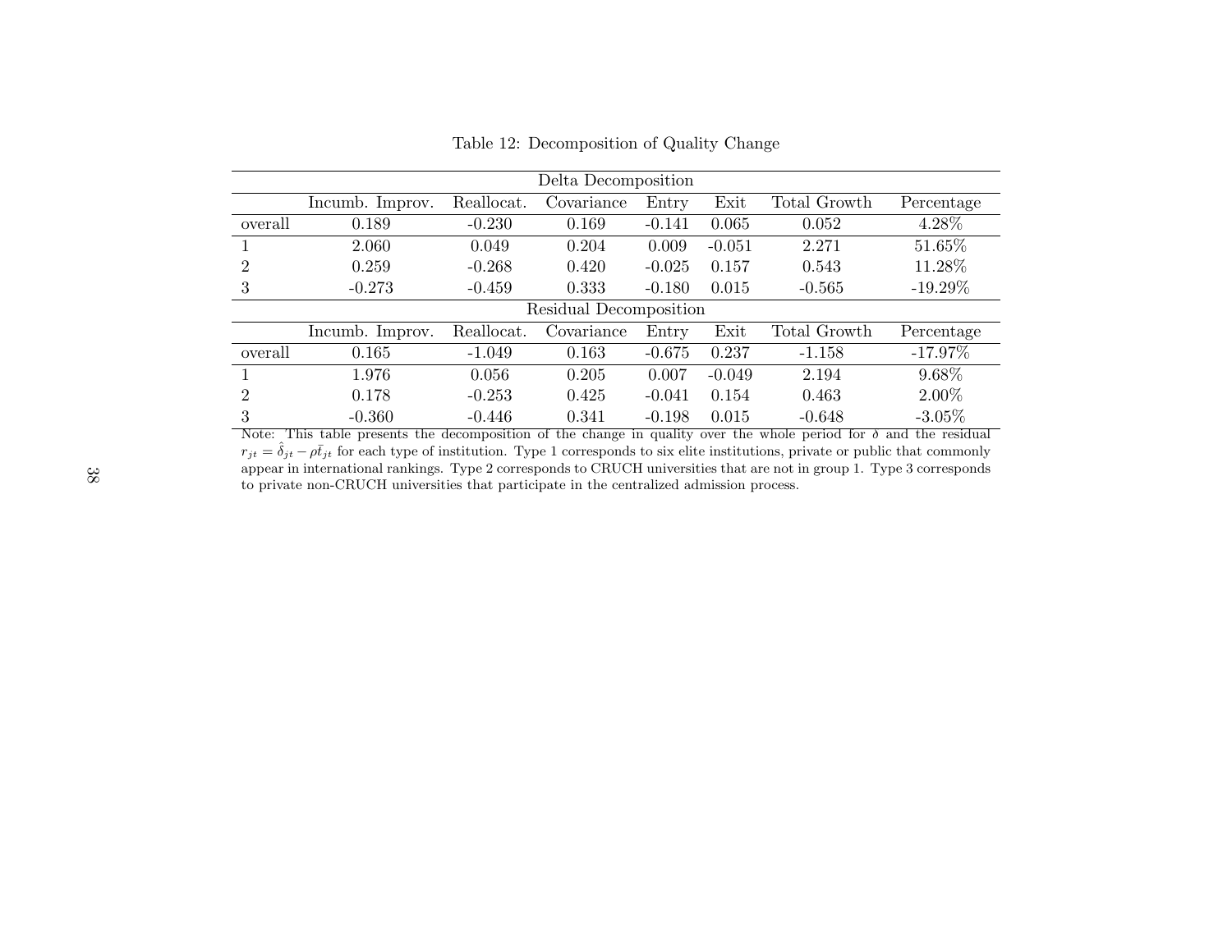Table 12: Decomposition of Quality Change

| Delta Decomposition | | | | | | | |
|---|---|---|---|---|---|---|---|
| | Incumb. Improv. | Reallocat. | Covariance | Entry | Exit | Total Growth | Percentage |
| overall | 0.189 | -0.230 | 0.169 | -0.141 | 0.065 | 0.052 | 4.28% |
| 1 | 2.060 | 0.049 | 0.204 | 0.009 | -0.051 | 2.271 | 51.65% |
| 2 | 0.259 | -0.268 | 0.420 | -0.025 | 0.157 | 0.543 | 11.28% |
| 3 | -0.273 | -0.459 | 0.333 | -0.180 | 0.015 | -0.565 | -19.29% |
| **Residual Decomposition** | | | | | | | |
| | Incumb. Improv. | Reallocat. | Covariance | Entry | Exit | Total Growth | Percentage |
| overall | 0.165 | -1.049 | 0.163 | -0.675 | 0.237 | -1.158 | -17.97% |
| 1 | 1.976 | 0.056 | 0.205 | 0.007 | -0.049 | 2.194 | 9.68% |
| 2 | 0.178 | -0.253 | 0.425 | -0.041 | 0.154 | 0.463 | 2.00% |
| 3 | -0.360 | -0.446 | 0.341 | -0.198 | 0.015 | -0.648 | -3.05% |

Note: This table presents the decomposition of the change in quality over the whole period for $\delta$ and the residual $r_{jt} = \hat{\delta}_{jt} - \rho \bar{t}_{jt}$ for each type of institution. Type 1 corresponds to six elite institutions, private or public that commonly appear in international rankings. Type 2 corresponds to CRUCH universities that are not in group 1. Type 3 corresponds to private non-CRUCH universities that participate in the centralized admission process.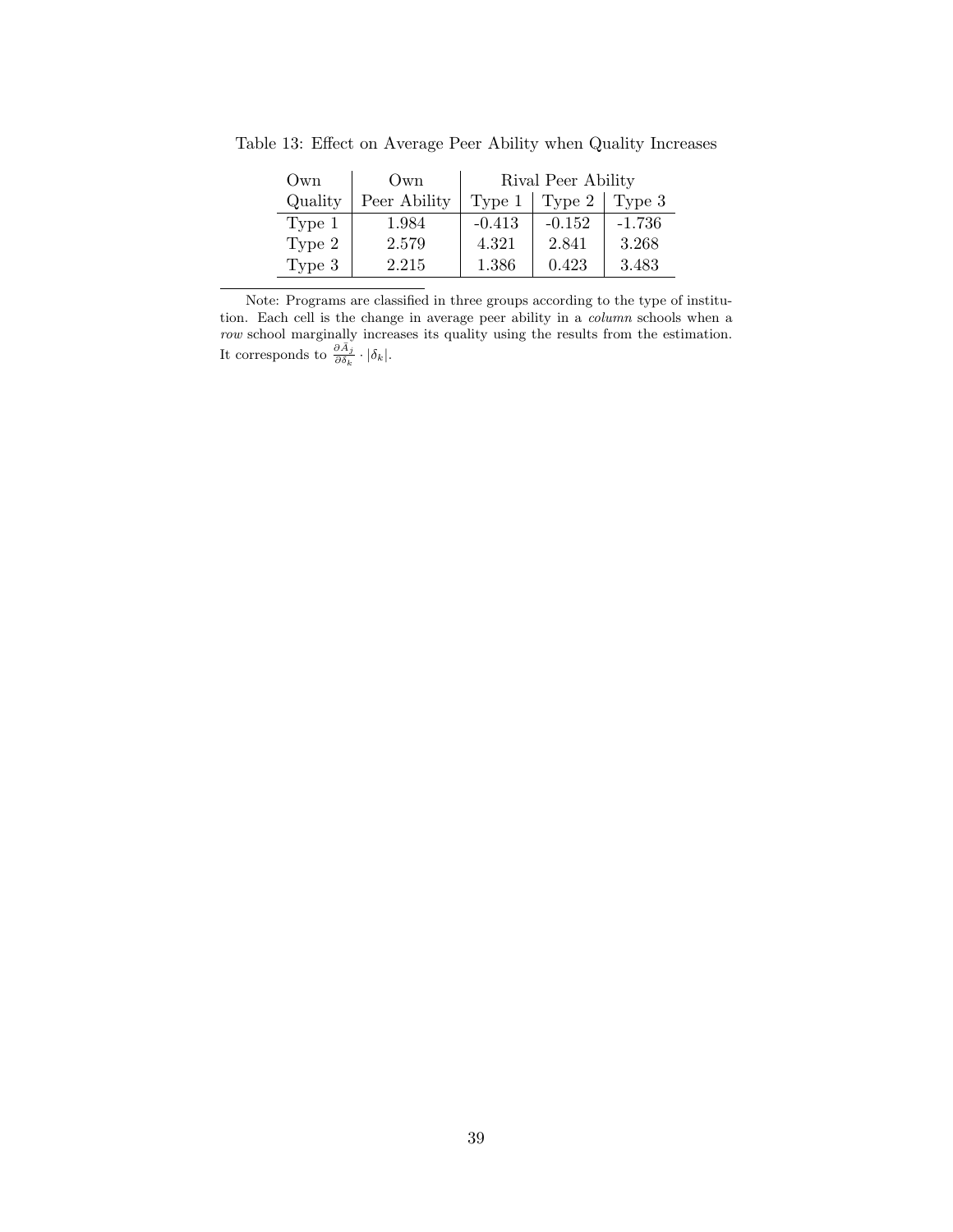Table 13: Effect on Average Peer Ability when Quality Increases

| Own Quality | Own Peer Ability | Rival Peer Ability | | |
|---|---|---|---|---|
| | | Type 1 | Type 2 | Type 3 |
| Type 1 | 1.984 | -0.413 | -0.152 | -1.736 |
| Type 2 | 2.579 | 4.321 | 2.841 | 3.268 |
| Type 3 | 2.215 | 1.386 | 0.423 | 3.483 |

Note: Programs are classified in three groups according to the type of institution. Each cell is the change in average peer ability in a *column* schools when a *row* school marginally increases its quality using the results from the estimation. It corresponds to $\frac{\partial \bar{A}_j}{\partial \delta_k} \cdot |\delta_k|$.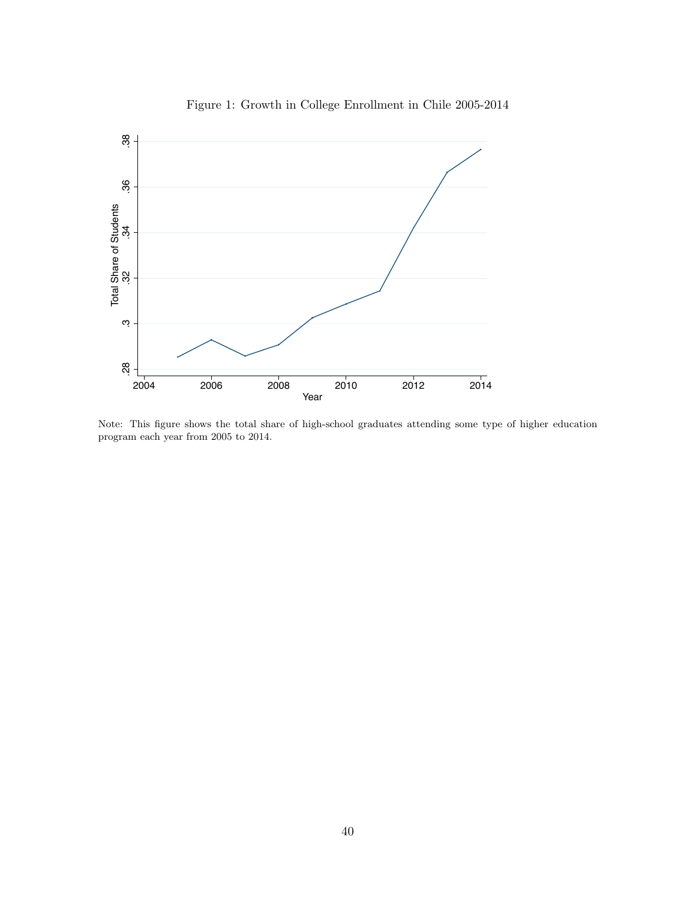Figure 1: Growth in College Enrollment in Chile 2005-2014

Note: This figure shows the total share of high-school graduates attending some type of higher education program each year from 2005 to 2014.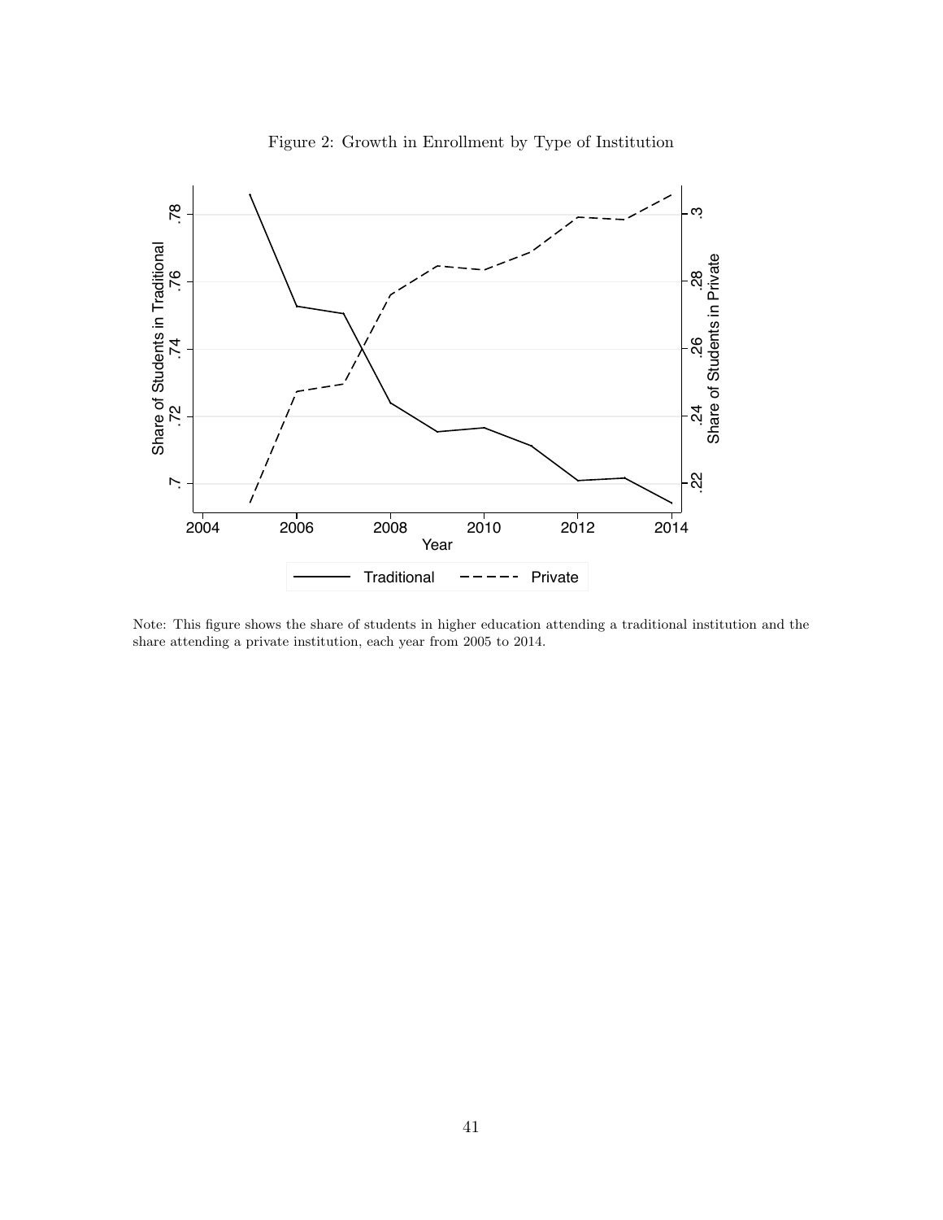Figure 2: Growth in Enrollment by Type of Institution

Share of Students in Traditional

.7
.72
.74
.76
.78

Share of Students in Private

.22
.24
.26
.28
.3

2004
2006
2008
2010
2012
2014

Year

Traditional
Private

Note: This figure shows the share of students in higher education attending a traditional institution and the share attending a private institution, each year from 2005 to 2014.